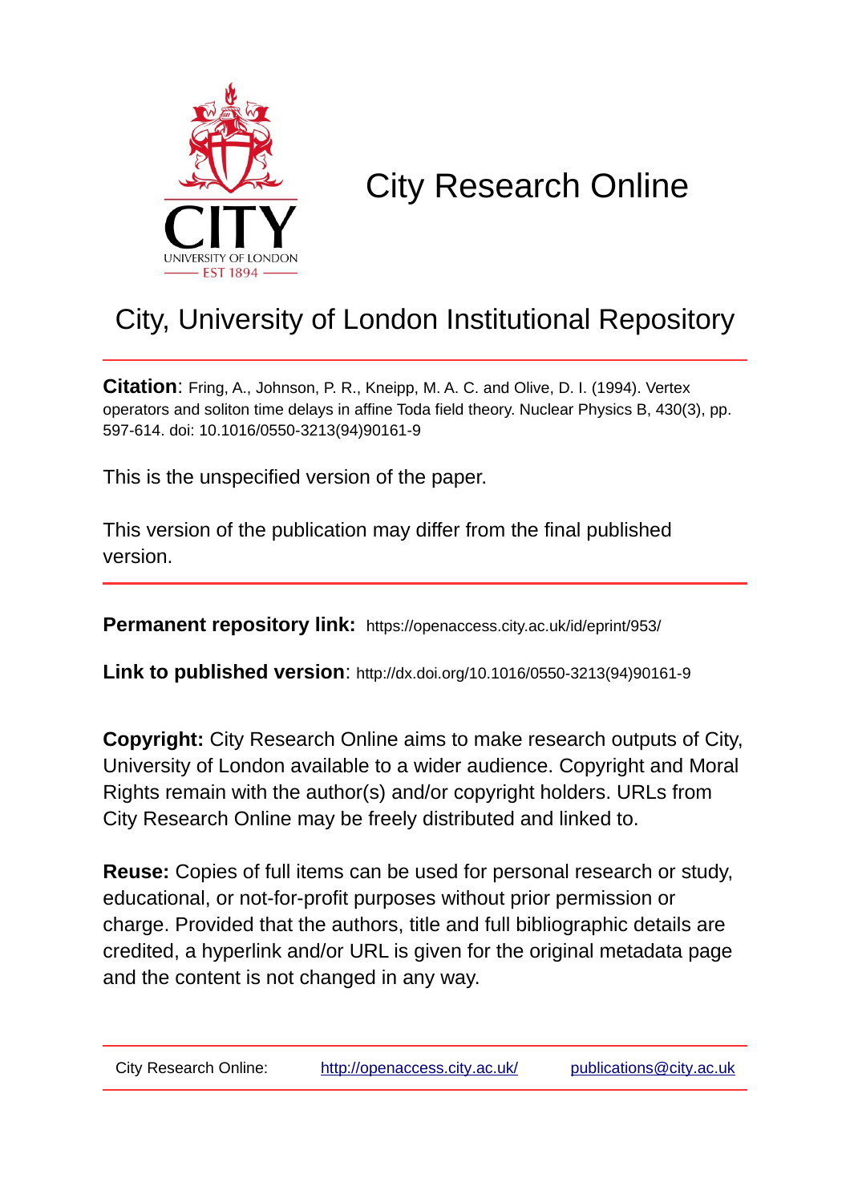City Research Online

# City, University of London Institutional Repository

**Citation**: Fring, A., Johnson, P. R., Kneipp, M. A. C. and Olive, D. I. (1994). Vertex operators and soliton time delays in affine Toda field theory. Nuclear Physics B, 430(3), pp. 597-614. doi: 10.1016/0550-3213(94)90161-9

This is the unspecified version of the paper.

This version of the publication may differ from the final published version.

**Permanent repository link:** https://openaccess.city.ac.uk/id/eprint/953/

**Link to published version**: http://dx.doi.org/10.1016/0550-3213(94)90161-9

**Copyright:** City Research Online aims to make research outputs of City, University of London available to a wider audience. Copyright and Moral Rights remain with the author(s) and/or copyright holders. URLs from City Research Online may be freely distributed and linked to.

**Reuse:** Copies of full items can be used for personal research or study, educational, or not-for-profit purposes without prior permission or charge. Provided that the authors, title and full bibliographic details are credited, a hyperlink and/or URL is given for the original metadata page and the content is not changed in any way.

City Research Online: http://openaccess.city.ac.uk/ publications@city.ac.uk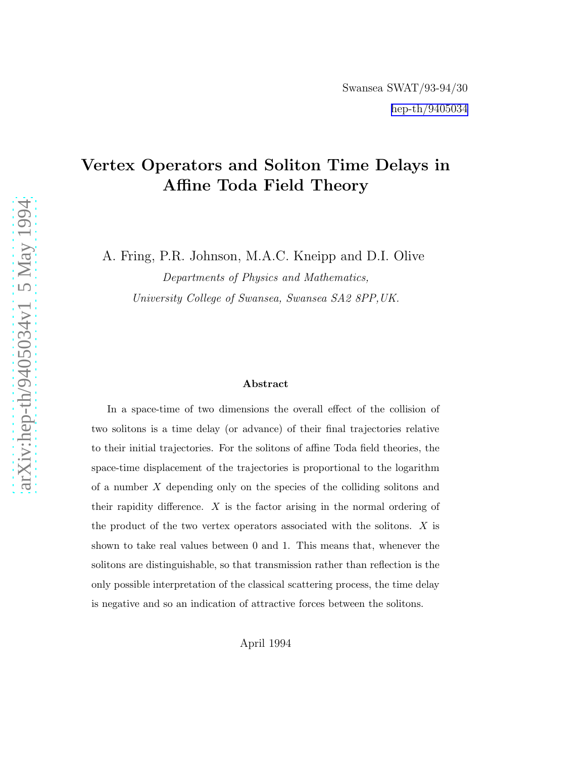Swansea SWAT/93-94/30

hep-th/9405034

# Vertex Operators and Soliton Time Delays in Affine Toda Field Theory

A. Fring, P.R. Johnson, M.A.C. Kneipp and D.I. Olive

*Departments of Physics and Mathematics,*

*University College of Swansea, Swansea SA2 8PP,UK.*

### Abstract

In a space-time of two dimensions the overall effect of the collision of two solitons is a time delay (or advance) of their final trajectories relative to their initial trajectories. For the solitons of affine Toda field theories, the space-time displacement of the trajectories is proportional to the logarithm of a number $X$ depending only on the species of the colliding solitons and their rapidity difference. $X$ is the factor arising in the normal ordering of the product of the two vertex operators associated with the solitons. $X$ is shown to take real values between 0 and 1. This means that, whenever the solitons are distinguishable, so that transmission rather than reflection is the only possible interpretation of the classical scattering process, the time delay is negative and so an indication of attractive forces between the solitons.

April 1994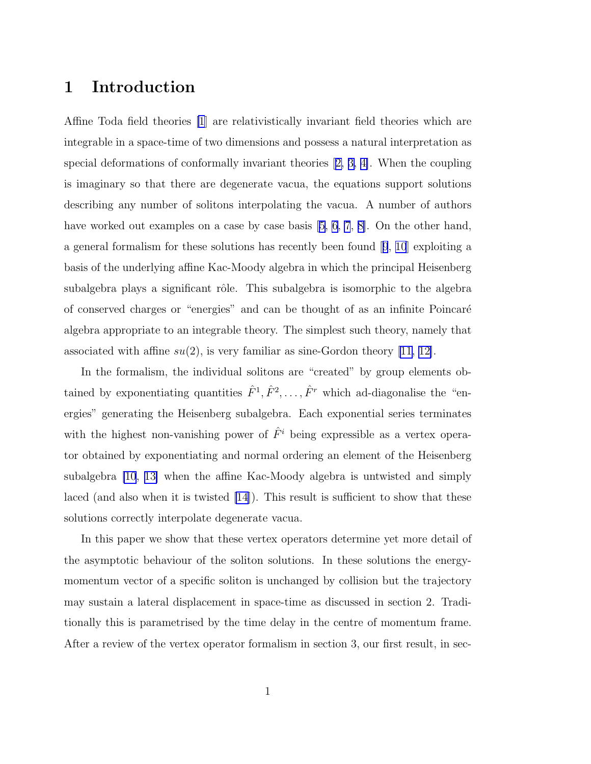# 1 Introduction

Affine Toda field theories [1] are relativistically invariant field theories which are integrable in a space-time of two dimensions and possess a natural interpretation as special deformations of conformally invariant theories [2, 3, 4]. When the coupling is imaginary so that there are degenerate vacua, the equations support solutions describing any number of solitons interpolating the vacua. A number of authors have worked out examples on a case by case basis [5, 6, 7, 8]. On the other hand, a general formalism for these solutions has recently been found [9, 10] exploiting a basis of the underlying affine Kac-Moody algebra in which the principal Heisenberg subalgebra plays a significant rôle. This subalgebra is isomorphic to the algebra of conserved charges or "energies" and can be thought of as an infinite Poincaré algebra appropriate to an integrable theory. The simplest such theory, namely that associated with affine $su(2)$, is very familiar as sine-Gordon theory [11, 12].

In the formalism, the individual solitons are "created" by group elements obtained by exponentiating quantities $\hat{F}^1, \hat{F}^2, \ldots, \hat{F}^r$ which ad-diagonalise the "energies" generating the Heisenberg subalgebra. Each exponential series terminates with the highest non-vanishing power of $\hat{F}^i$ being expressible as a vertex operator obtained by exponentiating and normal ordering an element of the Heisenberg subalgebra [10, 13] when the affine Kac-Moody algebra is untwisted and simply laced (and also when it is twisted [14]). This result is sufficient to show that these solutions correctly interpolate degenerate vacua.

In this paper we show that these vertex operators determine yet more detail of the asymptotic behaviour of the soliton solutions. In these solutions the energy-momentum vector of a specific soliton is unchanged by collision but the trajectory may sustain a lateral displacement in space-time as discussed in section 2. Traditionally this is parametrised by the time delay in the centre of momentum frame. After a review of the vertex operator formalism in section 3, our first result, in sec-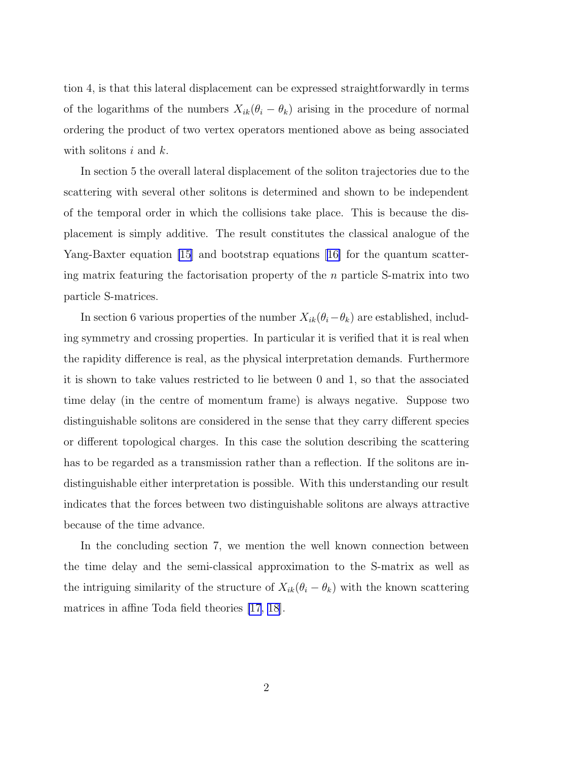tion 4, is that this lateral displacement can be expressed straightforwardly in terms of the logarithms of the numbers $X_{ik}(\theta_i - \theta_k)$ arising in the procedure of normal ordering the product of two vertex operators mentioned above as being associated with solitons $i$ and $k$.

In section 5 the overall lateral displacement of the soliton trajectories due to the scattering with several other solitons is determined and shown to be independent of the temporal order in which the collisions take place. This is because the displacement is simply additive. The result constitutes the classical analogue of the Yang-Baxter equation [15] and bootstrap equations [16] for the quantum scattering matrix featuring the factorisation property of the $n$ particle S-matrix into two particle S-matrices.

In section 6 various properties of the number $X_{ik}(\theta_i - \theta_k)$ are established, including symmetry and crossing properties. In particular it is verified that it is real when the rapidity difference is real, as the physical interpretation demands. Furthermore it is shown to take values restricted to lie between 0 and 1, so that the associated time delay (in the centre of momentum frame) is always negative. Suppose two distinguishable solitons are considered in the sense that they carry different species or different topological charges. In this case the solution describing the scattering has to be regarded as a transmission rather than a reflection. If the solitons are indistinguishable either interpretation is possible. With this understanding our result indicates that the forces between two distinguishable solitons are always attractive because of the time advance.

In the concluding section 7, we mention the well known connection between the time delay and the semi-classical approximation to the S-matrix as well as the intriguing similarity of the structure of $X_{ik}(\theta_i - \theta_k)$ with the known scattering matrices in affine Toda field theories [17, 18].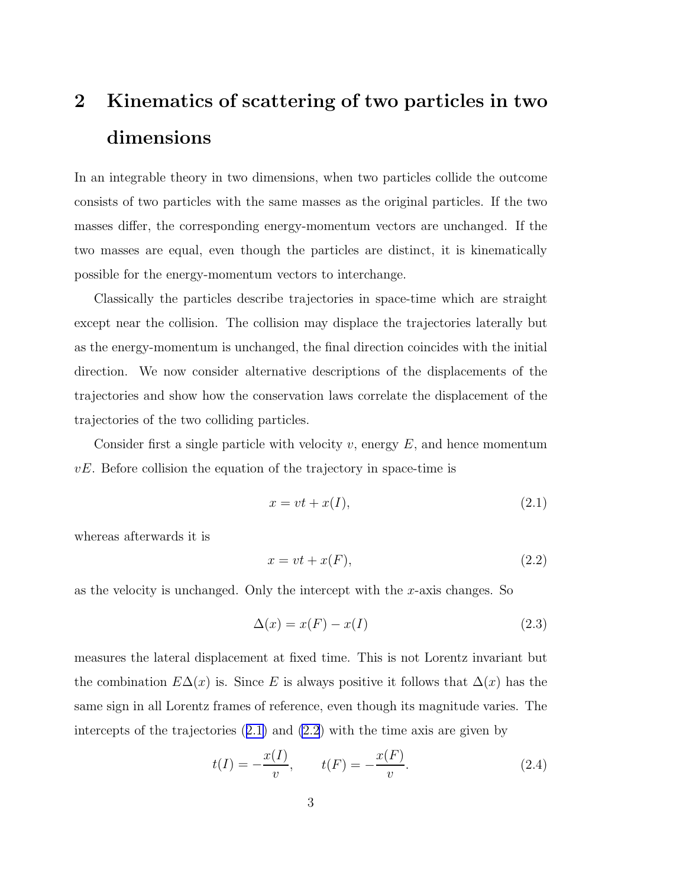## 2 Kinematics of scattering of two particles in two dimensions

In an integrable theory in two dimensions, when two particles collide the outcome consists of two particles with the same masses as the original particles. If the two masses differ, the corresponding energy-momentum vectors are unchanged. If the two masses are equal, even though the particles are distinct, it is kinematically possible for the energy-momentum vectors to interchange.

Classically the particles describe trajectories in space-time which are straight except near the collision. The collision may displace the trajectories laterally but as the energy-momentum is unchanged, the final direction coincides with the initial direction. We now consider alternative descriptions of the displacements of the trajectories and show how the conservation laws correlate the displacement of the trajectories of the two colliding particles.

Consider first a single particle with velocity $v$, energy $E$, and hence momentum $vE$. Before collision the equation of the trajectory in space-time is

$$x = vt + x(I), \tag{2.1}$$

whereas afterwards it is

$$x = vt + x(F), \tag{2.2}$$

as the velocity is unchanged. Only the intercept with the $x$-axis changes. So

$$\Delta(x) = x(F) - x(I) \tag{2.3}$$

measures the lateral displacement at fixed time. This is not Lorentz invariant but the combination $E\Delta(x)$ is. Since $E$ is always positive it follows that $\Delta(x)$ has the same sign in all Lorentz frames of reference, even though its magnitude varies. The intercepts of the trajectories (2.1) and (2.2) with the time axis are given by

$$t(I) = -\frac{x(I)}{v}, \qquad t(F) = -\frac{x(F)}{v}. \tag{2.4}$$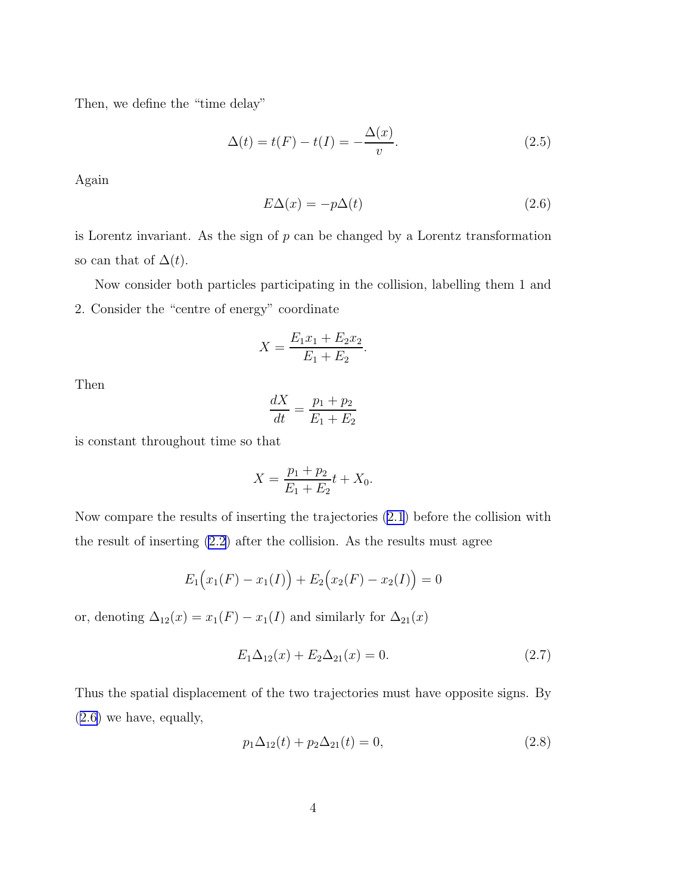Then, we define the "time delay"

$$\Delta(t) = t(F) - t(I) = -\frac{\Delta(x)}{v}. \tag{2.5}$$

Again

$$E\Delta(x) = -p\Delta(t) \tag{2.6}$$

is Lorentz invariant. As the sign of $p$ can be changed by a Lorentz transformation so can that of $\Delta(t)$.

Now consider both particles participating in the collision, labelling them 1 and 2. Consider the "centre of energy" coordinate

$$X = \frac{E_1 x_1 + E_2 x_2}{E_1 + E_2}.$$

Then

$$\frac{dX}{dt} = \frac{p_1 + p_2}{E_1 + E_2}$$

is constant throughout time so that

$$X = \frac{p_1 + p_2}{E_1 + E_2} t + X_0.$$

Now compare the results of inserting the trajectories (2.1) before the collision with the result of inserting (2.2) after the collision. As the results must agree

$$E_1\Big(x_1(F) - x_1(I)\Big) + E_2\Big(x_2(F) - x_2(I)\Big) = 0$$

or, denoting $\Delta_{12}(x) = x_1(F) - x_1(I)$ and similarly for $\Delta_{21}(x)$

$$E_1\Delta_{12}(x) + E_2\Delta_{21}(x) = 0. \tag{2.7}$$

Thus the spatial displacement of the two trajectories must have opposite signs. By (2.6) we have, equally,

$$p_1\Delta_{12}(t) + p_2\Delta_{21}(t) = 0, \tag{2.8}$$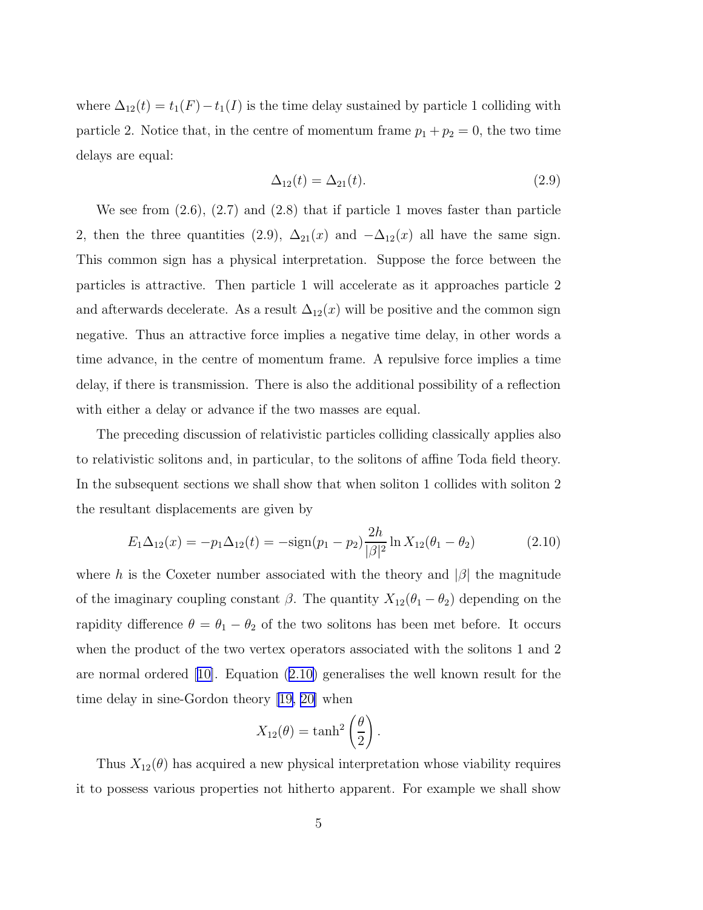where $\Delta_{12}(t) = t_1(F) - t_1(I)$ is the time delay sustained by particle 1 colliding with particle 2. Notice that, in the centre of momentum frame $p_1 + p_2 = 0$, the two time delays are equal:

$$\Delta_{12}(t) = \Delta_{21}(t). \tag{2.9}$$

We see from (2.6), (2.7) and (2.8) that if particle 1 moves faster than particle 2, then the three quantities (2.9), $\Delta_{21}(x)$ and $-\Delta_{12}(x)$ all have the same sign. This common sign has a physical interpretation. Suppose the force between the particles is attractive. Then particle 1 will accelerate as it approaches particle 2 and afterwards decelerate. As a result $\Delta_{12}(x)$ will be positive and the common sign negative. Thus an attractive force implies a negative time delay, in other words a time advance, in the centre of momentum frame. A repulsive force implies a time delay, if there is transmission. There is also the additional possibility of a reflection with either a delay or advance if the two masses are equal.

The preceding discussion of relativistic particles colliding classically applies also to relativistic solitons and, in particular, to the solitons of affine Toda field theory. In the subsequent sections we shall show that when soliton 1 collides with soliton 2 the resultant displacements are given by

$$E_1 \Delta_{12}(x) = -p_1 \Delta_{12}(t) = -\text{sign}(p_1 - p_2) \frac{2h}{|\beta|^2} \ln X_{12}(\theta_1 - \theta_2) \tag{2.10}$$

where $h$ is the Coxeter number associated with the theory and $|\beta|$ the magnitude of the imaginary coupling constant $\beta$. The quantity $X_{12}(\theta_1 - \theta_2)$ depending on the rapidity difference $\theta = \theta_1 - \theta_2$ of the two solitons has been met before. It occurs when the product of the two vertex operators associated with the solitons 1 and 2 are normal ordered [10]. Equation (2.10) generalises the well known result for the time delay in sine-Gordon theory [19, 20] when

$$X_{12}(\theta) = \tanh^2\left(\frac{\theta}{2}\right).$$

Thus $X_{12}(\theta)$ has acquired a new physical interpretation whose viability requires it to possess various properties not hitherto apparent. For example we shall show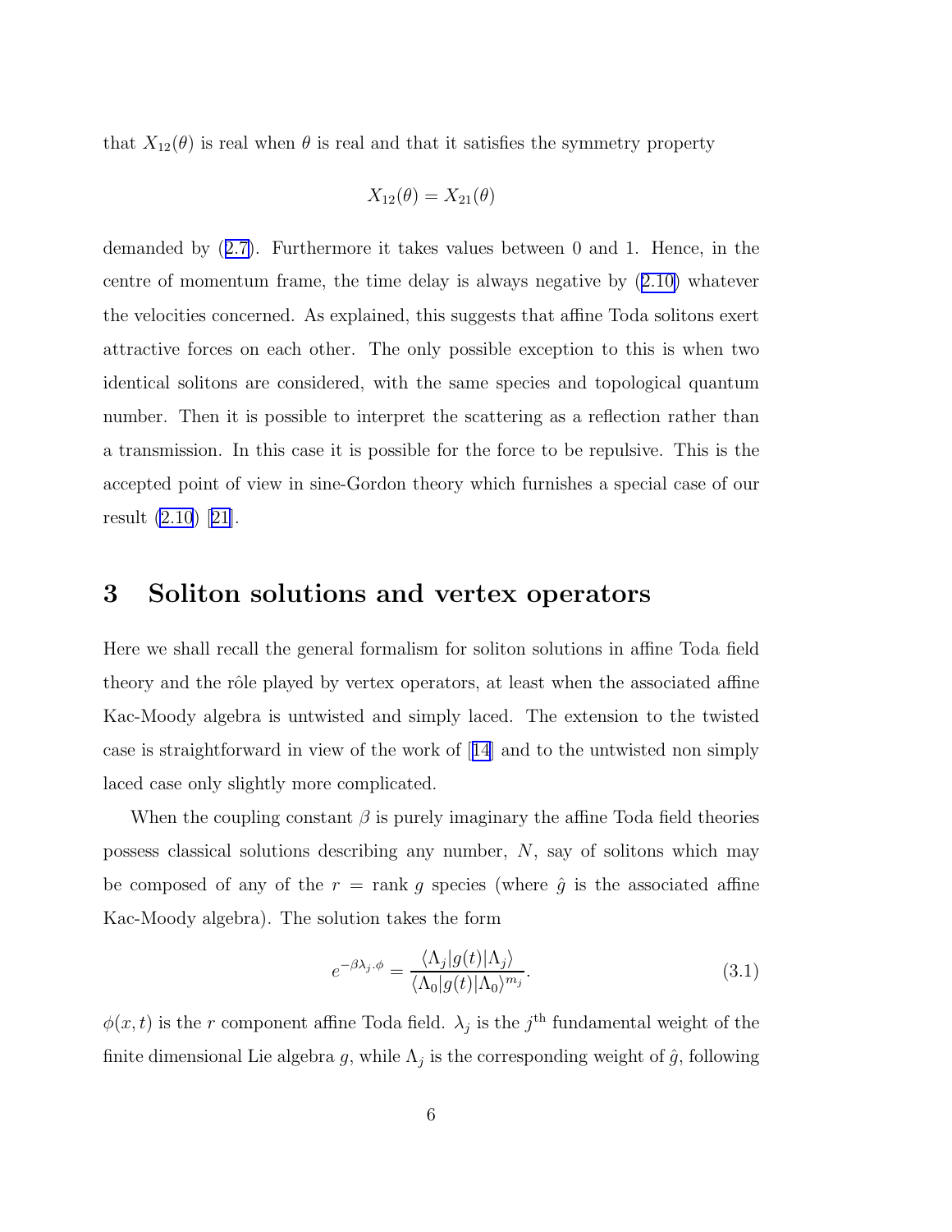that $X_{12}(\theta)$ is real when $\theta$ is real and that it satisfies the symmetry property

$$X_{12}(\theta) = X_{21}(\theta)$$

demanded by (2.7). Furthermore it takes values between 0 and 1. Hence, in the centre of momentum frame, the time delay is always negative by (2.10) whatever the velocities concerned. As explained, this suggests that affine Toda solitons exert attractive forces on each other. The only possible exception to this is when two identical solitons are considered, with the same species and topological quantum number. Then it is possible to interpret the scattering as a reflection rather than a transmission. In this case it is possible for the force to be repulsive. This is the accepted point of view in sine-Gordon theory which furnishes a special case of our result (2.10) [21].

# 3 Soliton solutions and vertex operators

Here we shall recall the general formalism for soliton solutions in affine Toda field theory and the rôle played by vertex operators, at least when the associated affine Kac-Moody algebra is untwisted and simply laced. The extension to the twisted case is straightforward in view of the work of [14] and to the untwisted non simply laced case only slightly more complicated.

When the coupling constant $\beta$ is purely imaginary the affine Toda field theories possess classical solutions describing any number, $N$, say of solitons which may be composed of any of the $r$ = rank $g$ species (where $\hat{g}$ is the associated affine Kac-Moody algebra). The solution takes the form

$$e^{-\beta\lambda_j\cdot\phi} = \frac{\langle\Lambda_j|g(t)|\Lambda_j\rangle}{\langle\Lambda_0|g(t)|\Lambda_0\rangle^{m_j}}. \tag{3.1}$$

$\phi(x,t)$ is the $r$ component affine Toda field. $\lambda_j$ is the $j^{\text{th}}$ fundamental weight of the finite dimensional Lie algebra $g$, while $\Lambda_j$ is the corresponding weight of $\hat{g}$, following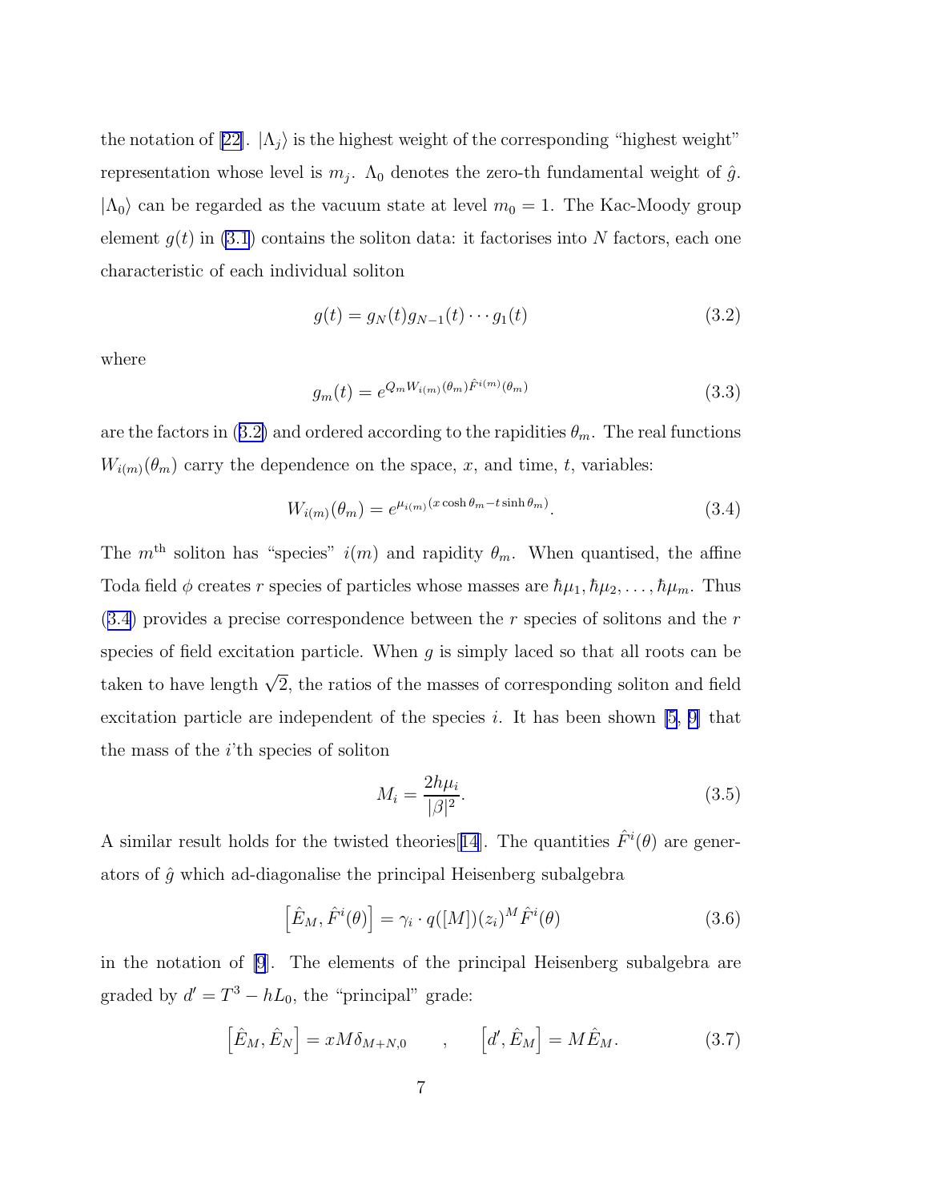the notation of [22]. $|\Lambda_j\rangle$ is the highest weight of the corresponding "highest weight" representation whose level is $m_j$. $\Lambda_0$ denotes the zero-th fundamental weight of $\hat{g}$. $|\Lambda_0\rangle$ can be regarded as the vacuum state at level $m_0 = 1$. The Kac-Moody group element $g(t)$ in (3.1) contains the soliton data: it factorises into $N$ factors, each one characteristic of each individual soliton

$$g(t) = g_N(t)g_{N-1}(t)\cdots g_1(t) \tag{3.2}$$

where

$$g_m(t) = e^{Q_m W_{i(m)}(\theta_m)\hat{F}^{i(m)}(\theta_m)} \tag{3.3}$$

are the factors in (3.2) and ordered according to the rapidities $\theta_m$. The real functions $W_{i(m)}(\theta_m)$ carry the dependence on the space, $x$, and time, $t$, variables:

$$W_{i(m)}(\theta_m) = e^{\mu_{i(m)}(x\cosh\theta_m - t\sinh\theta_m)}. \tag{3.4}$$

The $m^{\text{th}}$ soliton has "species" $i(m)$ and rapidity $\theta_m$. When quantised, the affine Toda field $\phi$ creates $r$ species of particles whose masses are $\hbar\mu_1, \hbar\mu_2, \ldots, \hbar\mu_m$. Thus (3.4) provides a precise correspondence between the $r$ species of solitons and the $r$ species of field excitation particle. When $g$ is simply laced so that all roots can be taken to have length $\sqrt{2}$, the ratios of the masses of corresponding soliton and field excitation particle are independent of the species $i$. It has been shown [5, 9] that the mass of the $i$'th species of soliton

$$M_i = \frac{2h\mu_i}{|\beta|^2}. \tag{3.5}$$

A similar result holds for the twisted theories[14]. The quantities $\hat{F}^i(\theta)$ are generators of $\hat{g}$ which ad-diagonalise the principal Heisenberg subalgebra

$$\left[\hat{E}_M, \hat{F}^i(\theta)\right] = \gamma_i \cdot q([M])(z_i)^M \hat{F}^i(\theta) \tag{3.6}$$

in the notation of [9]. The elements of the principal Heisenberg subalgebra are graded by $d' = T^3 - hL_0$, the "principal" grade:

$$\left[\hat{E}_M, \hat{E}_N\right] = xM\delta_{M+N,0} \qquad , \qquad \left[d', \hat{E}_M\right] = M\hat{E}_M. \tag{3.7}$$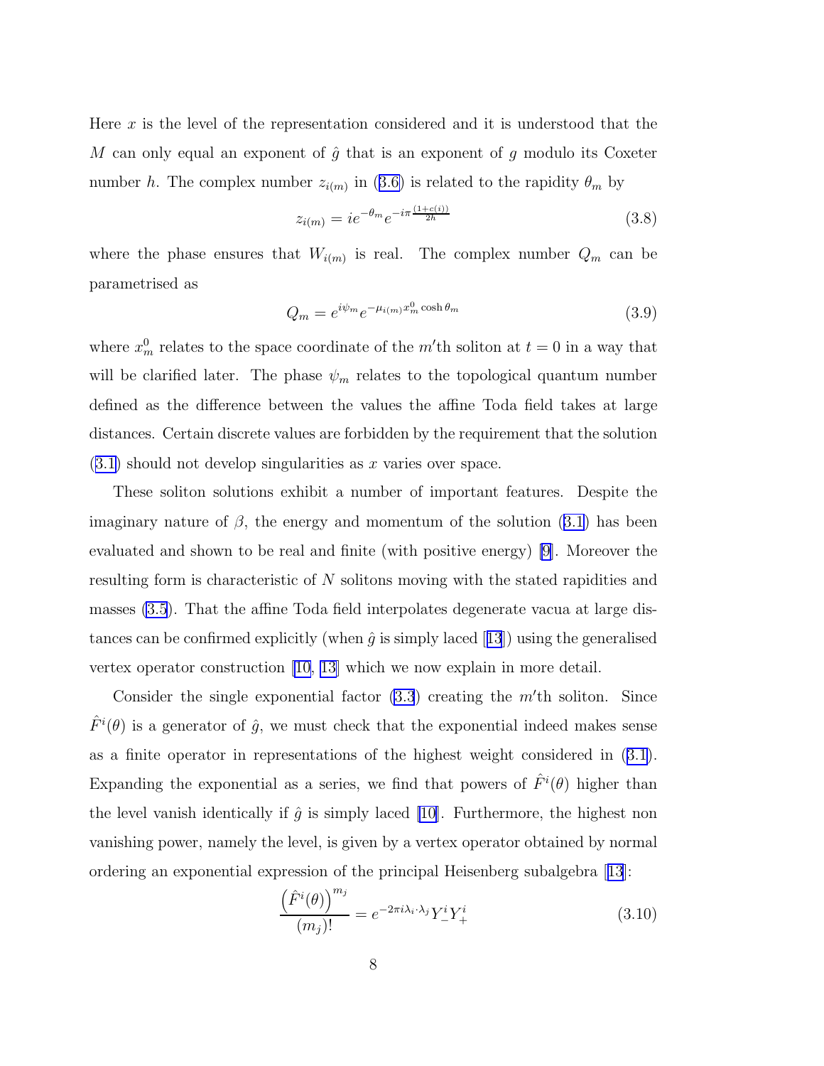Here $x$ is the level of the representation considered and it is understood that the $M$ can only equal an exponent of $\hat{g}$ that is an exponent of $g$ modulo its Coxeter number $h$. The complex number $z_{i(m)}$ in (3.6) is related to the rapidity $\theta_m$ by

$$z_{i(m)} = ie^{-\theta_m} e^{-i\pi \frac{(1+c(i))}{2h}} \tag{3.8}$$

where the phase ensures that $W_{i(m)}$ is real. The complex number $Q_m$ can be parametrised as

$$Q_m = e^{i\psi_m} e^{-\mu_{i(m)} x_m^0 \cosh \theta_m} \tag{3.9}$$

where $x_m^0$ relates to the space coordinate of the $m'$th soliton at $t = 0$ in a way that will be clarified later. The phase $\psi_m$ relates to the topological quantum number defined as the difference between the values the affine Toda field takes at large distances. Certain discrete values are forbidden by the requirement that the solution (3.1) should not develop singularities as $x$ varies over space.

These soliton solutions exhibit a number of important features. Despite the imaginary nature of $\beta$, the energy and momentum of the solution (3.1) has been evaluated and shown to be real and finite (with positive energy) [9]. Moreover the resulting form is characteristic of $N$ solitons moving with the stated rapidities and masses (3.5). That the affine Toda field interpolates degenerate vacua at large distances can be confirmed explicitly (when $\hat{g}$ is simply laced [13]) using the generalised vertex operator construction [10, 13] which we now explain in more detail.

Consider the single exponential factor (3.3) creating the $m'$th soliton. Since $\hat{F}^i(\theta)$ is a generator of $\hat{g}$, we must check that the exponential indeed makes sense as a finite operator in representations of the highest weight considered in (3.1). Expanding the exponential as a series, we find that powers of $\hat{F}^i(\theta)$ higher than the level vanish identically if $\hat{g}$ is simply laced [10]. Furthermore, the highest non vanishing power, namely the level, is given by a vertex operator obtained by normal ordering an exponential expression of the principal Heisenberg subalgebra [13]:

$$\frac{\left(\hat{F}^i(\theta)\right)^{m_j}}{(m_j)!} = e^{-2\pi i \lambda_i \cdot \lambda_j} Y_-^i Y_+^i \tag{3.10}$$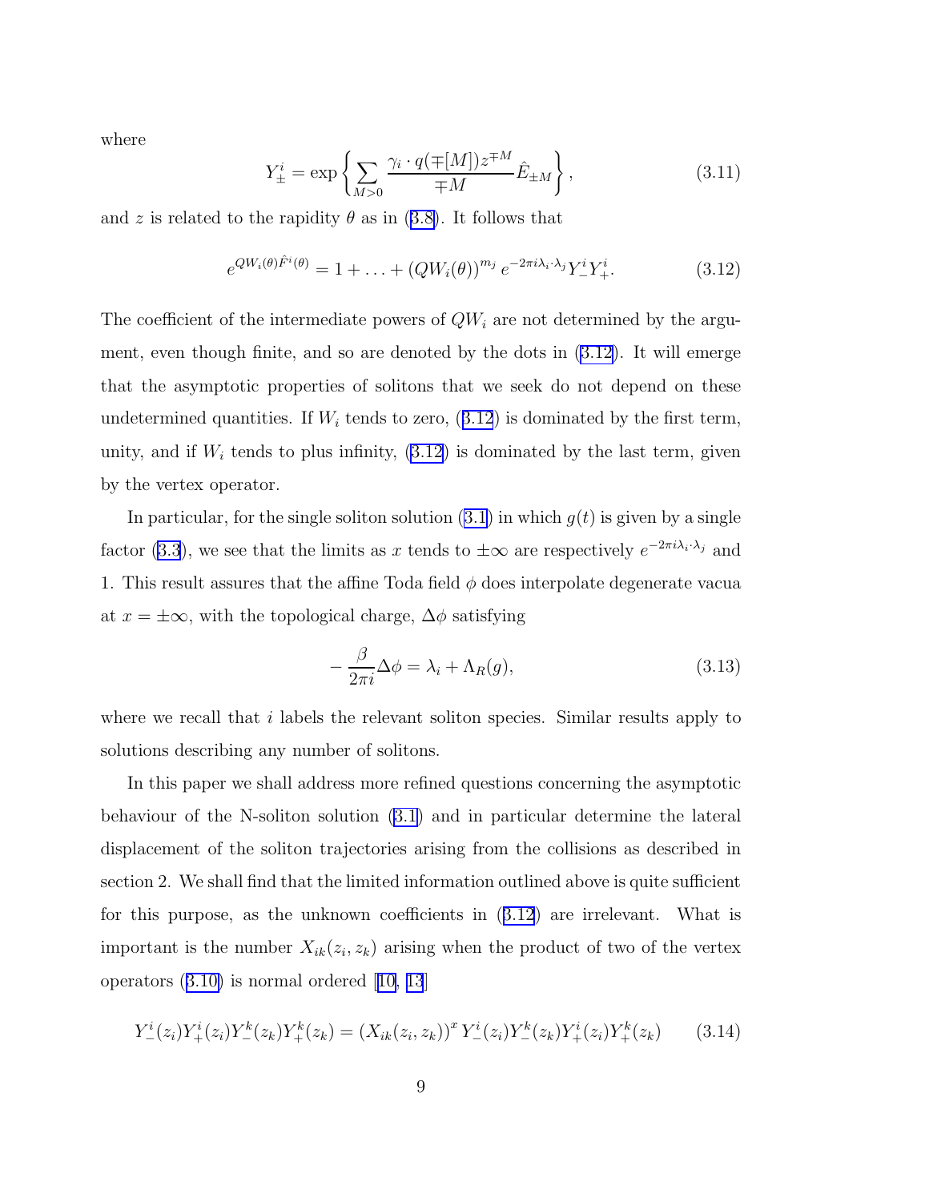where

$$Y_{\pm}^{i} = \exp\left\{ \sum_{M>0} \frac{\gamma_i \cdot q(\mp[M]) z^{\mp M}}{\mp M} \hat{E}_{\pm M} \right\}, \tag{3.11}$$

and $z$ is related to the rapidity $\theta$ as in (3.8). It follows that

$$e^{QW_i(\theta)\hat{F}^i(\theta)} = 1 + \ldots + (QW_i(\theta))^{m_j} e^{-2\pi i \lambda_i \cdot \lambda_j} Y_-^i Y_+^i. \tag{3.12}$$

The coefficient of the intermediate powers of $QW_i$ are not determined by the argument, even though finite, and so are denoted by the dots in (3.12). It will emerge that the asymptotic properties of solitons that we seek do not depend on these undetermined quantities. If $W_i$ tends to zero, (3.12) is dominated by the first term, unity, and if $W_i$ tends to plus infinity, (3.12) is dominated by the last term, given by the vertex operator.

In particular, for the single soliton solution (3.1) in which $g(t)$ is given by a single factor (3.3), we see that the limits as $x$ tends to $\pm\infty$ are respectively $e^{-2\pi i \lambda_i \cdot \lambda_j}$ and 1. This result assures that the affine Toda field $\phi$ does interpolate degenerate vacua at $x = \pm\infty$, with the topological charge, $\Delta\phi$ satisfying

$$-\frac{\beta}{2\pi i} \Delta\phi = \lambda_i + \Lambda_R(g), \tag{3.13}$$

where we recall that $i$ labels the relevant soliton species. Similar results apply to solutions describing any number of solitons.

In this paper we shall address more refined questions concerning the asymptotic behaviour of the N-soliton solution (3.1) and in particular determine the lateral displacement of the soliton trajectories arising from the collisions as described in section 2. We shall find that the limited information outlined above is quite sufficient for this purpose, as the unknown coefficients in (3.12) are irrelevant. What is important is the number $X_{ik}(z_i, z_k)$ arising when the product of two of the vertex operators (3.10) is normal ordered [10, 13]

$$Y_-^i(z_i) Y_+^i(z_i) Y_-^k(z_k) Y_+^k(z_k) = (X_{ik}(z_i, z_k))^x \, Y_-^i(z_i) Y_-^k(z_k) Y_+^i(z_i) Y_+^k(z_k) \tag{3.14}$$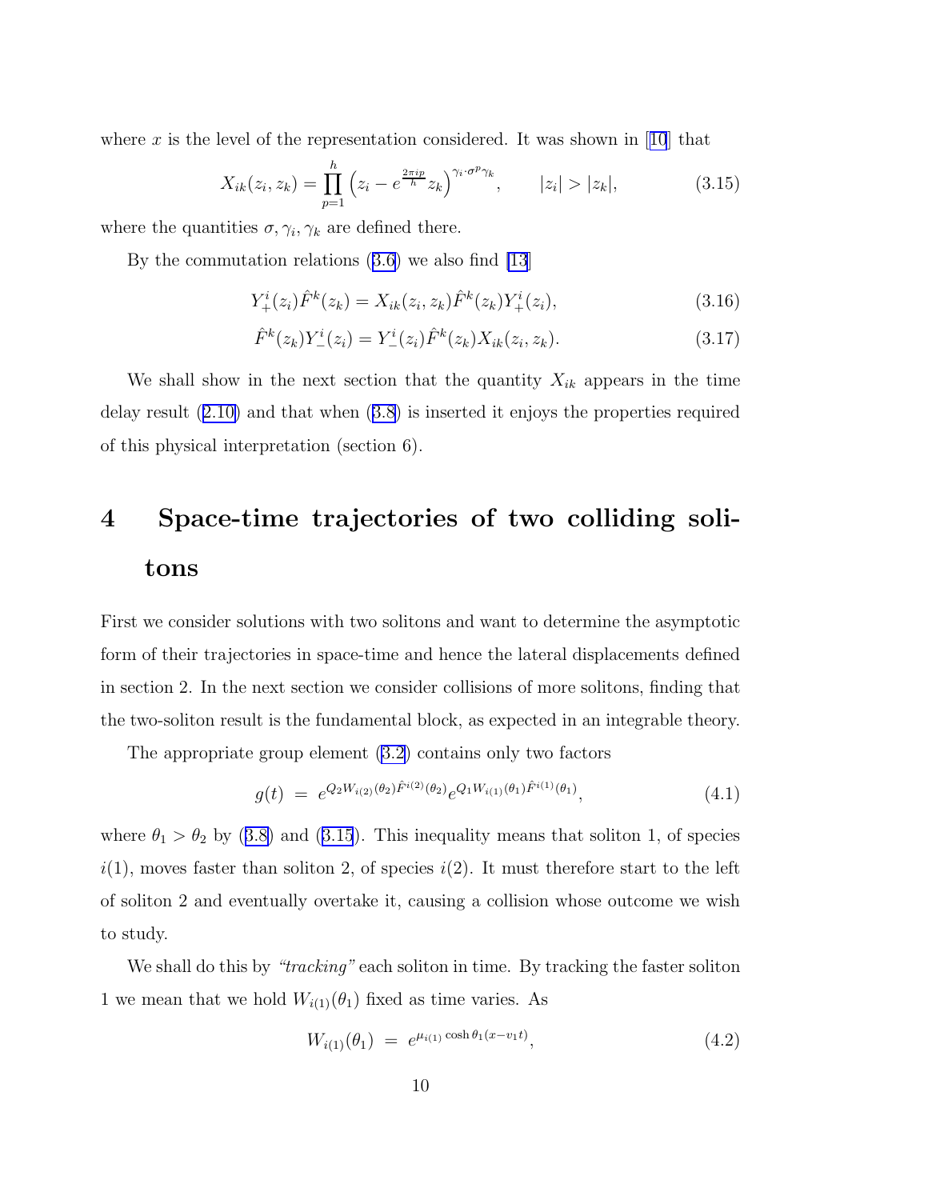where $x$ is the level of the representation considered. It was shown in [10] that

$$X_{ik}(z_i, z_k) = \prod_{p=1}^{h} \left( z_i - e^{\frac{2\pi i p}{h}} z_k \right)^{\gamma_i \cdot \sigma^p \gamma_k}, \qquad |z_i| > |z_k|, \tag{3.15}$$

where the quantities $\sigma, \gamma_i, \gamma_k$ are defined there.

By the commutation relations (3.6) we also find [13]

$$Y_+^i(z_i) \hat{F}^k(z_k) = X_{ik}(z_i, z_k) \hat{F}^k(z_k) Y_+^i(z_i), \tag{3.16}$$

$$\hat{F}^k(z_k) Y_-^i(z_i) = Y_-^i(z_i) \hat{F}^k(z_k) X_{ik}(z_i, z_k). \tag{3.17}$$

We shall show in the next section that the quantity $X_{ik}$ appears in the time delay result (2.10) and that when (3.8) is inserted it enjoys the properties required of this physical interpretation (section 6).

# 4 Space-time trajectories of two colliding solitons

First we consider solutions with two solitons and want to determine the asymptotic form of their trajectories in space-time and hence the lateral displacements defined in section 2. In the next section we consider collisions of more solitons, finding that the two-soliton result is the fundamental block, as expected in an integrable theory.

The appropriate group element (3.2) contains only two factors

$$g(t) \;=\; e^{Q_2 W_{i(2)}(\theta_2) \hat{F}^{i(2)}(\theta_2)} e^{Q_1 W_{i(1)}(\theta_1) \hat{F}^{i(1)}(\theta_1)}, \tag{4.1}$$

where $\theta_1 > \theta_2$ by (3.8) and (3.15). This inequality means that soliton 1, of species $i(1)$, moves faster than soliton 2, of species $i(2)$. It must therefore start to the left of soliton 2 and eventually overtake it, causing a collision whose outcome we wish to study.

We shall do this by *"tracking"* each soliton in time. By tracking the faster soliton 1 we mean that we hold $W_{i(1)}(\theta_1)$ fixed as time varies. As

$$W_{i(1)}(\theta_1) \;=\; e^{\mu_{i(1)} \cosh \theta_1 (x - v_1 t)}, \tag{4.2}$$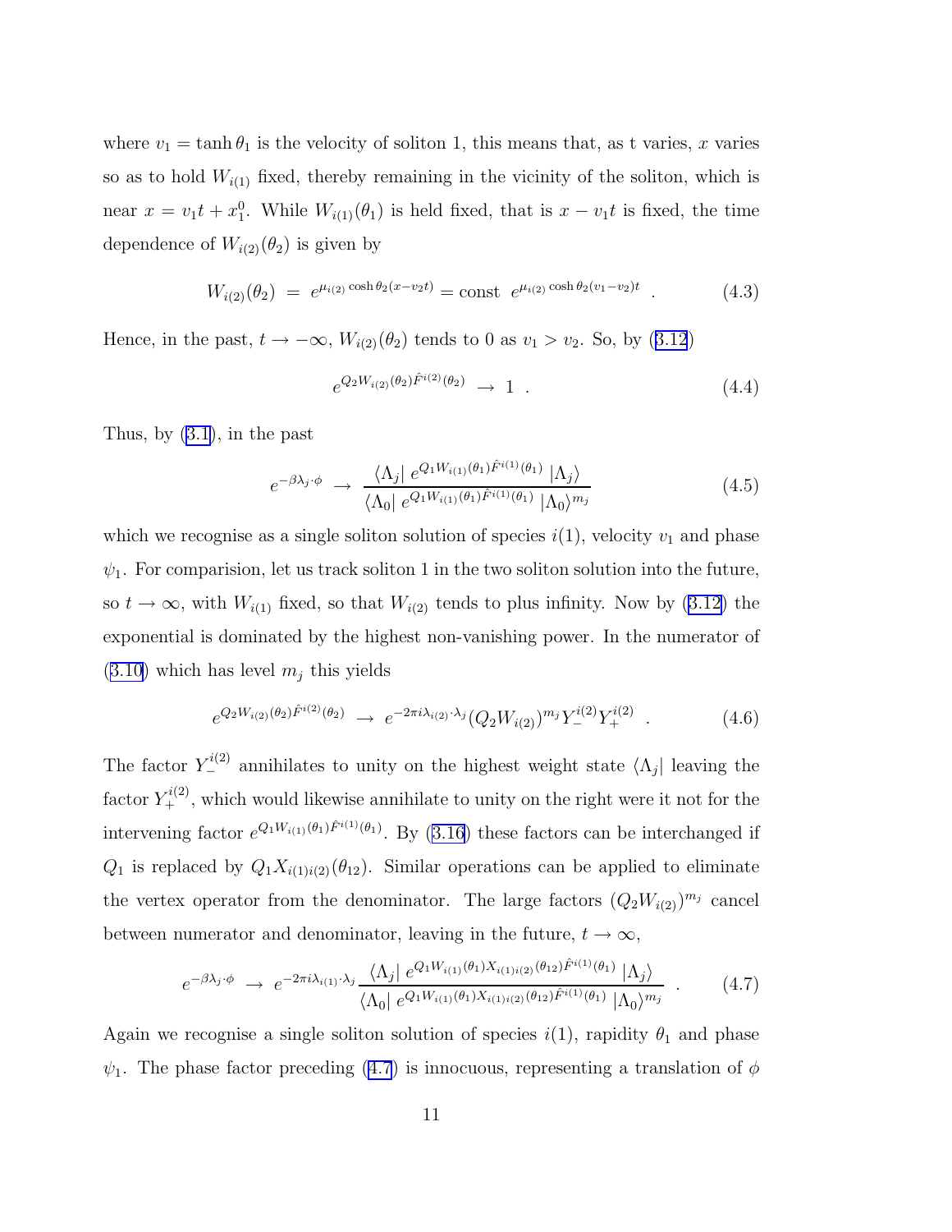where $v_1 = \tanh\theta_1$ is the velocity of soliton 1, this means that, as t varies, $x$ varies so as to hold $W_{i(1)}$ fixed, thereby remaining in the vicinity of the soliton, which is near $x = v_1 t + x_1^0$. While $W_{i(1)}(\theta_1)$ is held fixed, that is $x - v_1 t$ is fixed, the time dependence of $W_{i(2)}(\theta_2)$ is given by

$$W_{i(2)}(\theta_2) \ = \ e^{\mu_{i(2)}\cosh\theta_2 (x - v_2 t)} = \text{const} \ \ e^{\mu_{i(2)}\cosh\theta_2 (v_1 - v_2)t} \ . \tag{4.3}$$

Hence, in the past, $t \to -\infty$, $W_{i(2)}(\theta_2)$ tends to 0 as $v_1 > v_2$. So, by (3.12)

$$e^{Q_2 W_{i(2)}(\theta_2)\hat{F}^{i(2)}(\theta_2)} \ \to \ 1 \ . \tag{4.4}$$

Thus, by (3.1), in the past

$$e^{-\beta\lambda_j\cdot\phi} \ \to \ \frac{\langle\Lambda_j| \ e^{Q_1 W_{i(1)}(\theta_1)\hat{F}^{i(1)}(\theta_1)} \ |\Lambda_j\rangle}{\langle\Lambda_0| \ e^{Q_1 W_{i(1)}(\theta_1)\hat{F}^{i(1)}(\theta_1)} \ |\Lambda_0\rangle^{m_j}} \tag{4.5}$$

which we recognise as a single soliton solution of species $i(1)$, velocity $v_1$ and phase $\psi_1$. For comparision, let us track soliton 1 in the two soliton solution into the future, so $t \to \infty$, with $W_{i(1)}$ fixed, so that $W_{i(2)}$ tends to plus infinity. Now by (3.12) the exponential is dominated by the highest non-vanishing power. In the numerator of (3.10) which has level $m_j$ this yields

$$e^{Q_2 W_{i(2)}(\theta_2)\hat{F}^{i(2)}(\theta_2)} \ \to \ e^{-2\pi i\lambda_{i(2)}\cdot\lambda_j}(Q_2 W_{i(2)})^{m_j} Y_-^{i(2)} Y_+^{i(2)} \ . \tag{4.6}$$

The factor $Y_-^{i(2)}$ annihilates to unity on the highest weight state $\langle\Lambda_j|$ leaving the factor $Y_+^{i(2)}$, which would likewise annihilate to unity on the right were it not for the intervening factor $e^{Q_1 W_{i(1)}(\theta_1)\hat{F}^{i(1)}(\theta_1)}$. By (3.16) these factors can be interchanged if $Q_1$ is replaced by $Q_1 X_{i(1)i(2)}(\theta_{12})$. Similar operations can be applied to eliminate the vertex operator from the denominator. The large factors $(Q_2 W_{i(2)})^{m_j}$ cancel between numerator and denominator, leaving in the future, $t \to \infty$,

$$e^{-\beta\lambda_j\cdot\phi} \ \to \ e^{-2\pi i\lambda_{i(1)}\cdot\lambda_j}\frac{\langle\Lambda_j| \ e^{Q_1 W_{i(1)}(\theta_1)X_{i(1)i(2)}(\theta_{12})\hat{F}^{i(1)}(\theta_1)} \ |\Lambda_j\rangle}{\langle\Lambda_0| \ e^{Q_1 W_{i(1)}(\theta_1)X_{i(1)i(2)}(\theta_{12})\hat{F}^{i(1)}(\theta_1)} \ |\Lambda_0\rangle^{m_j}} \ . \tag{4.7}$$

Again we recognise a single soliton solution of species $i(1)$, rapidity $\theta_1$ and phase $\psi_1$. The phase factor preceding (4.7) is innocuous, representing a translation of $\phi$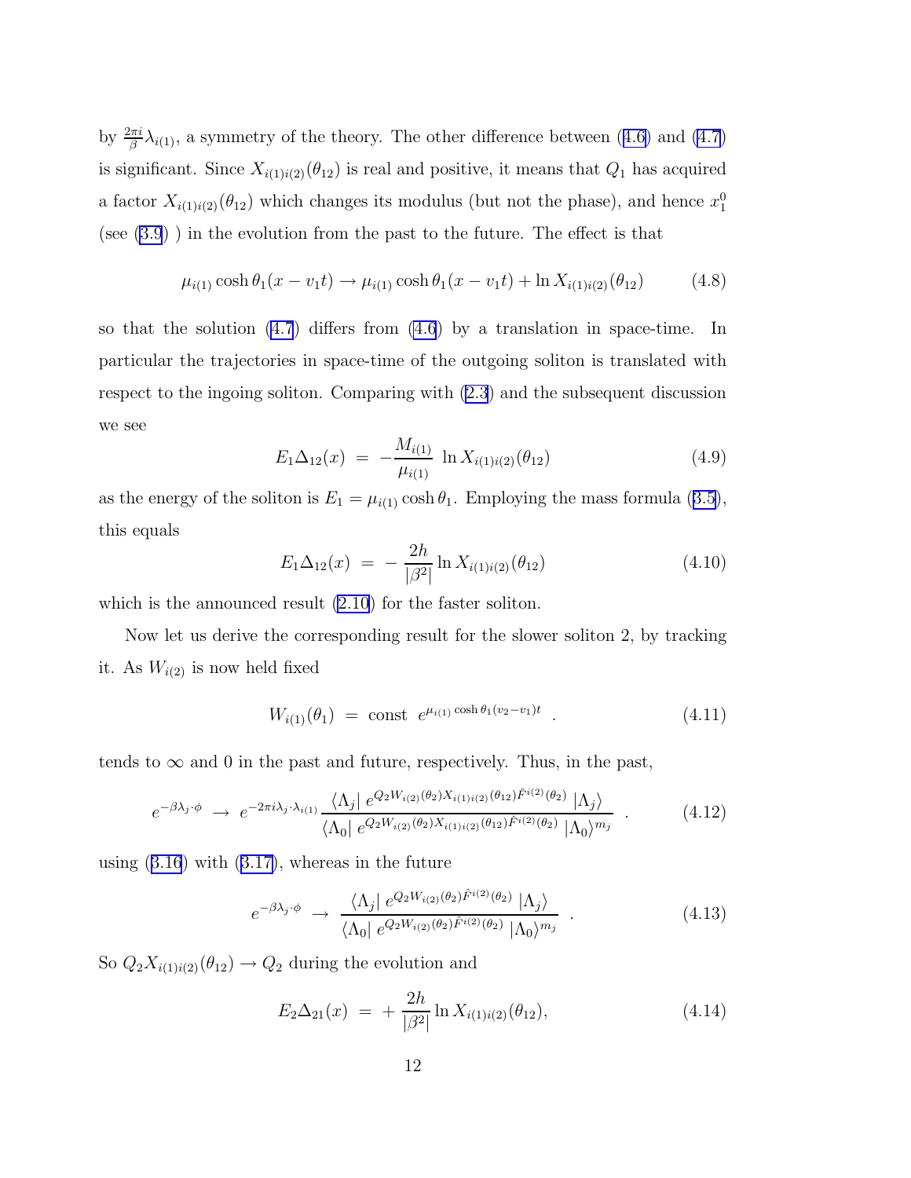by $\frac{2\pi i}{\beta}\lambda_{i(1)}$, a symmetry of the theory. The other difference between (4.6) and (4.7) is significant. Since $X_{i(1)i(2)}(\theta_{12})$ is real and positive, it means that $Q_1$ has acquired a factor $X_{i(1)i(2)}(\theta_{12})$ which changes its modulus (but not the phase), and hence $x_1^0$ (see (3.9) ) in the evolution from the past to the future. The effect is that

$$\mu_{i(1)} \cosh\theta_1 (x - v_1 t) \rightarrow \mu_{i(1)} \cosh\theta_1 (x - v_1 t) + \ln X_{i(1)i(2)}(\theta_{12}) \tag{4.8}$$

so that the solution (4.7) differs from (4.6) by a translation in space-time. In particular the trajectories in space-time of the outgoing soliton is translated with respect to the ingoing soliton. Comparing with (2.3) and the subsequent discussion we see

$$E_1 \Delta_{12}(x) \; = \; -\frac{M_{i(1)}}{\mu_{i(1)}} \; \ln X_{i(1)i(2)}(\theta_{12}) \tag{4.9}$$

as the energy of the soliton is $E_1 = \mu_{i(1)} \cosh\theta_1$. Employing the mass formula (3.5), this equals

$$E_1 \Delta_{12}(x) \; = \; -\,\frac{2h}{|\beta^2|} \ln X_{i(1)i(2)}(\theta_{12}) \tag{4.10}$$

which is the announced result (2.10) for the faster soliton.

Now let us derive the corresponding result for the slower soliton 2, by tracking it. As $W_{i(2)}$ is now held fixed

$$W_{i(1)}(\theta_1) \; = \; \text{const} \;\; e^{\mu_{i(1)} \cosh\theta_1 (v_2 - v_1) t} \;\; . \tag{4.11}$$

tends to $\infty$ and 0 in the past and future, respectively. Thus, in the past,

$$e^{-\beta\lambda_j \cdot \phi} \;\rightarrow\; e^{-2\pi i \lambda_j \cdot \lambda_{i(1)}} \frac{\langle \Lambda_j | \; e^{Q_2 W_{i(2)}(\theta_2) X_{i(1)i(2)}(\theta_{12}) \hat{F}^{i(2)}(\theta_2)} \; | \Lambda_j \rangle}{\langle \Lambda_0 | \; e^{Q_2 W_{i(2)}(\theta_2) X_{i(1)i(2)}(\theta_{12}) \hat{F}^{i(2)}(\theta_2)} \; | \Lambda_0 \rangle^{m_j}} \;\; . \tag{4.12}$$

using (3.16) with (3.17), whereas in the future

$$e^{-\beta\lambda_j \cdot \phi} \;\rightarrow\; \frac{\langle \Lambda_j | \; e^{Q_2 W_{i(2)}(\theta_2) \hat{F}^{i(2)}(\theta_2)} \; | \Lambda_j \rangle}{\langle \Lambda_0 | \; e^{Q_2 W_{i(2)}(\theta_2) \hat{F}^{i(2)}(\theta_2)} \; | \Lambda_0 \rangle^{m_j}} \;\; . \tag{4.13}$$

So $Q_2 X_{i(1)i(2)}(\theta_{12}) \rightarrow Q_2$ during the evolution and

$$E_2 \Delta_{21}(x) \; = \; +\,\frac{2h}{|\beta^2|} \ln X_{i(1)i(2)}(\theta_{12}), \tag{4.14}$$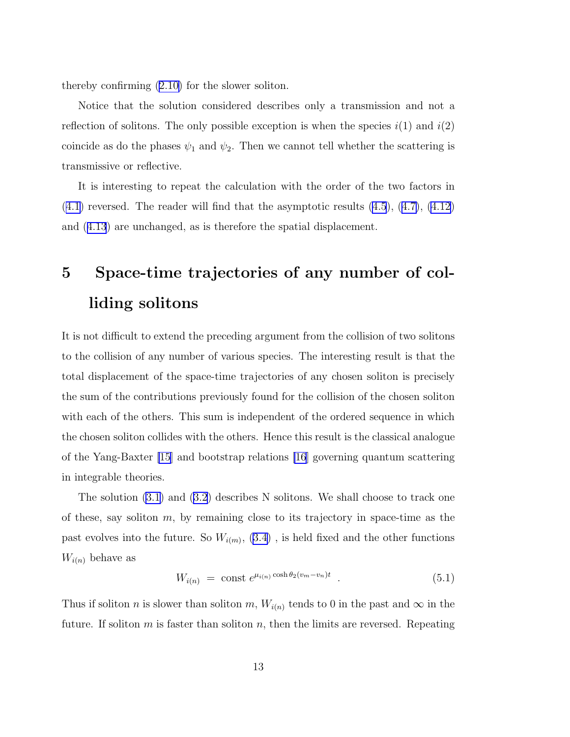thereby confirming (2.10) for the slower soliton.

Notice that the solution considered describes only a transmission and not a reflection of solitons. The only possible exception is when the species $i(1)$ and $i(2)$ coincide as do the phases $\psi_1$ and $\psi_2$. Then we cannot tell whether the scattering is transmissive or reflective.

It is interesting to repeat the calculation with the order of the two factors in (4.1) reversed. The reader will find that the asymptotic results (4.5), (4.7), (4.12) and (4.13) are unchanged, as is therefore the spatial displacement.

# 5 Space-time trajectories of any number of colliding solitons

It is not difficult to extend the preceding argument from the collision of two solitons to the collision of any number of various species. The interesting result is that the total displacement of the space-time trajectories of any chosen soliton is precisely the sum of the contributions previously found for the collision of the chosen soliton with each of the others. This sum is independent of the ordered sequence in which the chosen soliton collides with the others. Hence this result is the classical analogue of the Yang-Baxter [15] and bootstrap relations [16] governing quantum scattering in integrable theories.

The solution (3.1) and (3.2) describes N solitons. We shall choose to track one of these, say soliton $m$, by remaining close to its trajectory in space-time as the past evolves into the future. So $W_{i(m)}$, (3.4) , is held fixed and the other functions $W_{i(n)}$ behave as

$$W_{i(n)} \ = \ \text{const } e^{\mu_{i(n)} \cosh\theta_2 (v_m - v_n) t} \ . \tag{5.1}$$

Thus if soliton $n$ is slower than soliton $m$, $W_{i(n)}$ tends to 0 in the past and $\infty$ in the future. If soliton $m$ is faster than soliton $n$, then the limits are reversed. Repeating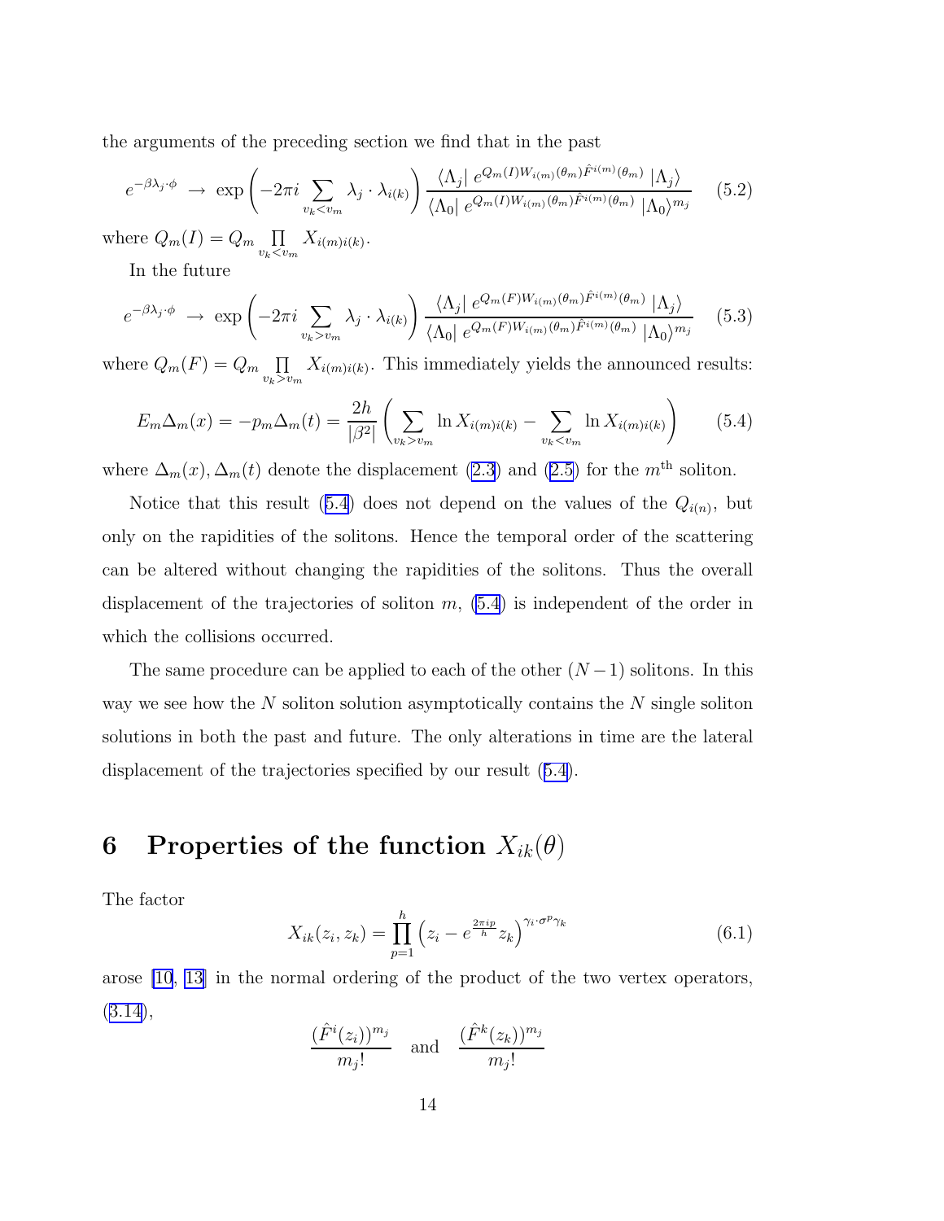the arguments of the preceding section we find that in the past

$$e^{-\beta\lambda_j\cdot\phi} \;\rightarrow\; \exp\left(-2\pi i \sum_{v_k<v_m} \lambda_j\cdot\lambda_{i(k)}\right) \frac{\langle\Lambda_j|\; e^{Q_m(I)W_{i(m)}(\theta_m)\hat{F}^{i(m)}(\theta_m)}\;|\Lambda_j\rangle}{\langle\Lambda_0|\; e^{Q_m(I)W_{i(m)}(\theta_m)\hat{F}^{i(m)}(\theta_m)}\;|\Lambda_0\rangle^{m_j}} \tag{5.2}$$

where $Q_m(I) = Q_m \prod_{v_k<v_m} X_{i(m)i(k)}$.

In the future

$$e^{-\beta\lambda_j\cdot\phi} \;\rightarrow\; \exp\left(-2\pi i \sum_{v_k>v_m} \lambda_j\cdot\lambda_{i(k)}\right) \frac{\langle\Lambda_j|\; e^{Q_m(F)W_{i(m)}(\theta_m)\hat{F}^{i(m)}(\theta_m)}\;|\Lambda_j\rangle}{\langle\Lambda_0|\; e^{Q_m(F)W_{i(m)}(\theta_m)\hat{F}^{i(m)}(\theta_m)}\;|\Lambda_0\rangle^{m_j}} \tag{5.3}$$

where $Q_m(F) = Q_m \prod_{v_k>v_m} X_{i(m)i(k)}$. This immediately yields the announced results:

$$E_m\Delta_m(x) = -p_m\Delta_m(t) = \frac{2h}{|\beta^2|}\left(\sum_{v_k>v_m} \ln X_{i(m)i(k)} - \sum_{v_k<v_m} \ln X_{i(m)i(k)}\right) \tag{5.4}$$

where $\Delta_m(x), \Delta_m(t)$ denote the displacement (2.3) and (2.5) for the $m^{\text{th}}$ soliton.

Notice that this result (5.4) does not depend on the values of the $Q_{i(n)}$, but only on the rapidities of the solitons. Hence the temporal order of the scattering can be altered without changing the rapidities of the solitons. Thus the overall displacement of the trajectories of soliton $m$, (5.4) is independent of the order in which the collisions occurred.

The same procedure can be applied to each of the other $(N-1)$ solitons. In this way we see how the $N$ soliton solution asymptotically contains the $N$ single soliton solutions in both the past and future. The only alterations in time are the lateral displacement of the trajectories specified by our result (5.4).

# 6 Properties of the function $X_{ik}(\theta)$

The factor

$$X_{ik}(z_i, z_k) = \prod_{p=1}^{h}\left(z_i - e^{\frac{2\pi i p}{h}} z_k\right)^{\gamma_i\cdot\sigma^p\gamma_k} \tag{6.1}$$

arose [10, 13] in the normal ordering of the product of the two vertex operators, (3.14),

$$\frac{(\hat{F}^i(z_i))^{m_j}}{m_j!} \quad \text{and} \quad \frac{(\hat{F}^k(z_k))^{m_j}}{m_j!}$$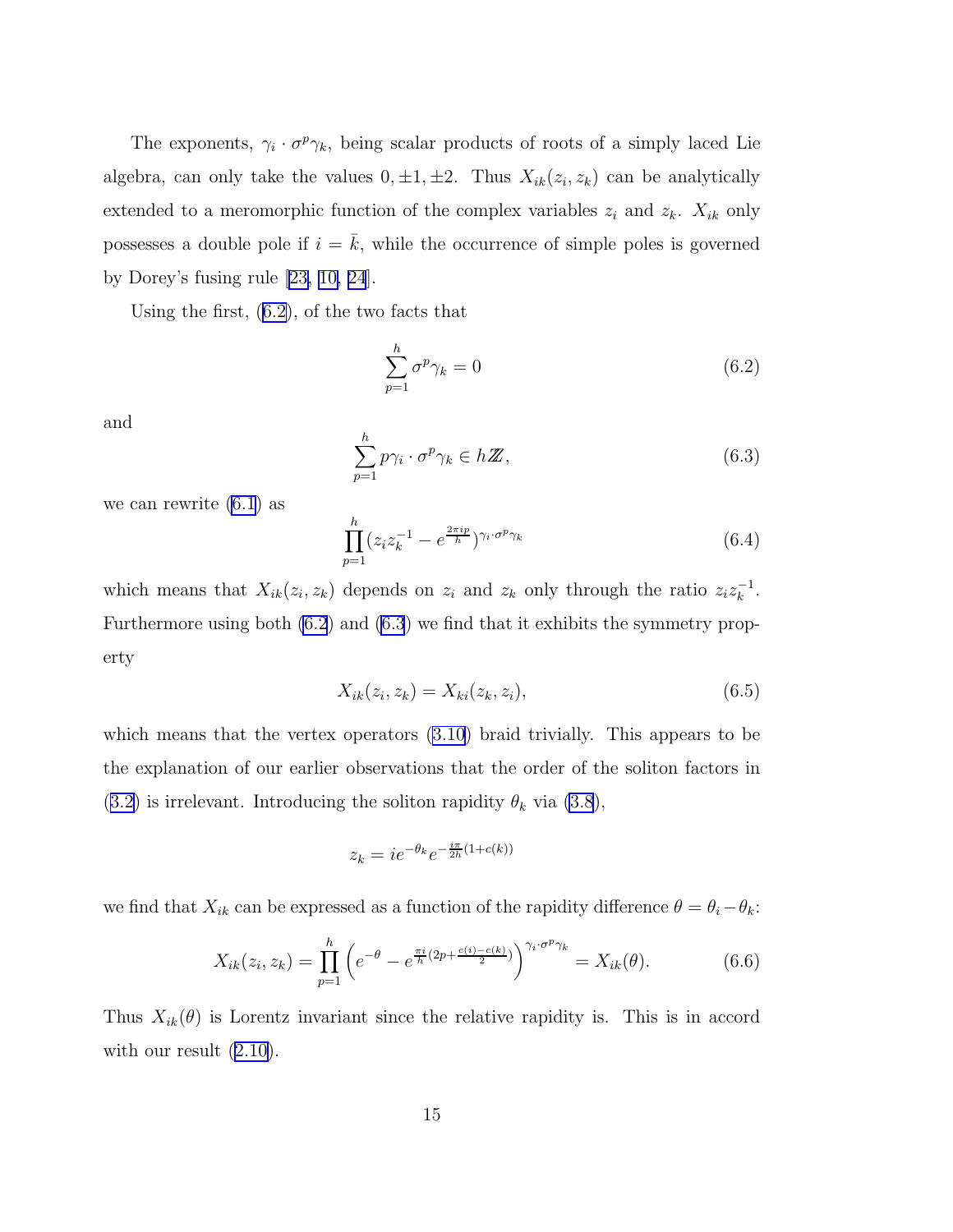The exponents, $\gamma_i \cdot \sigma^p \gamma_k$, being scalar products of roots of a simply laced Lie algebra, can only take the values $0, \pm 1, \pm 2$. Thus $X_{ik}(z_i, z_k)$ can be analytically extended to a meromorphic function of the complex variables $z_i$ and $z_k$. $X_{ik}$ only possesses a double pole if $i = \bar{k}$, while the occurrence of simple poles is governed by Dorey's fusing rule [23, 10, 24].

Using the first, (6.2), of the two facts that

$$\sum_{p=1}^{h} \sigma^p \gamma_k = 0 \tag{6.2}$$

and

$$\sum_{p=1}^{h} p \gamma_i \cdot \sigma^p \gamma_k \in h\mathbb{Z}, \tag{6.3}$$

we can rewrite (6.1) as

$$\prod_{p=1}^{h} (z_i z_k^{-1} - e^{\frac{2\pi i p}{h}})^{\gamma_i \cdot \sigma^p \gamma_k} \tag{6.4}$$

which means that $X_{ik}(z_i, z_k)$ depends on $z_i$ and $z_k$ only through the ratio $z_i z_k^{-1}$. Furthermore using both (6.2) and (6.3) we find that it exhibits the symmetry property

$$X_{ik}(z_i, z_k) = X_{ki}(z_k, z_i), \tag{6.5}$$

which means that the vertex operators (3.10) braid trivially. This appears to be the explanation of our earlier observations that the order of the soliton factors in (3.2) is irrelevant. Introducing the soliton rapidity $\theta_k$ via (3.8),

$$z_k = i e^{-\theta_k} e^{-\frac{i\pi}{2h}(1+c(k))}$$

we find that $X_{ik}$ can be expressed as a function of the rapidity difference $\theta = \theta_i - \theta_k$:

$$X_{ik}(z_i, z_k) = \prod_{p=1}^{h} \left( e^{-\theta} - e^{\frac{\pi i}{h}(2p + \frac{c(i)-c(k)}{2})} \right)^{\gamma_i \cdot \sigma^p \gamma_k} = X_{ik}(\theta). \tag{6.6}$$

Thus $X_{ik}(\theta)$ is Lorentz invariant since the relative rapidity is. This is in accord with our result (2.10).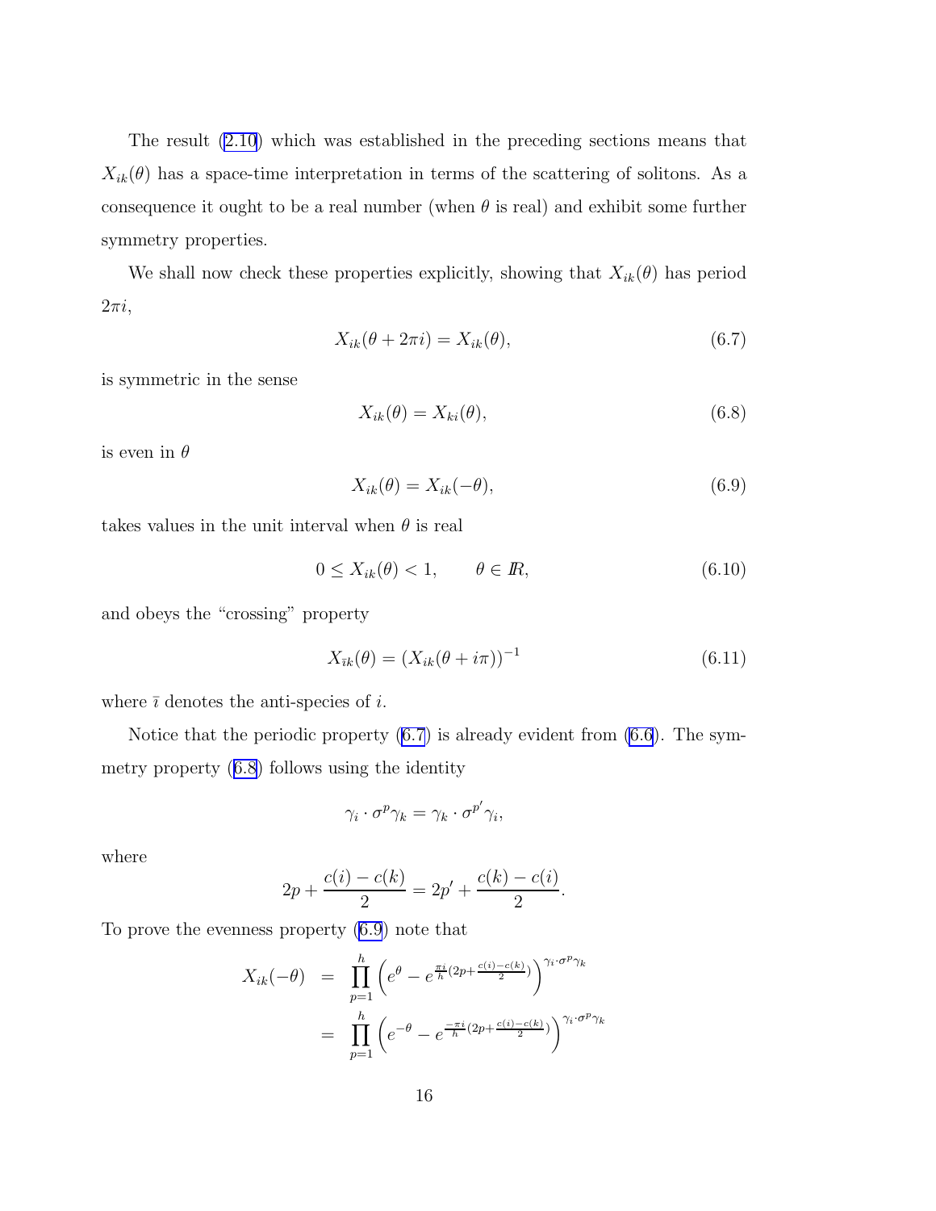The result (2.10) which was established in the preceding sections means that $X_{ik}(\theta)$ has a space-time interpretation in terms of the scattering of solitons. As a consequence it ought to be a real number (when $\theta$ is real) and exhibit some further symmetry properties.

We shall now check these properties explicitly, showing that $X_{ik}(\theta)$ has period $2\pi i$,

$$X_{ik}(\theta + 2\pi i) = X_{ik}(\theta), \tag{6.7}$$

is symmetric in the sense

$$X_{ik}(\theta) = X_{ki}(\theta), \tag{6.8}$$

is even in $\theta$

$$X_{ik}(\theta) = X_{ik}(-\theta), \tag{6.9}$$

takes values in the unit interval when $\theta$ is real

$$0 \leq X_{ik}(\theta) < 1, \qquad \theta \in I\!R, \tag{6.10}$$

and obeys the "crossing" property

$$X_{\bar{\imath}k}(\theta) = (X_{ik}(\theta + i\pi))^{-1} \tag{6.11}$$

where $\bar{\imath}$ denotes the anti-species of $i$.

Notice that the periodic property (6.7) is already evident from (6.6). The symmetry property (6.8) follows using the identity

$$\gamma_i \cdot \sigma^p \gamma_k = \gamma_k \cdot \sigma^{p'} \gamma_i,$$

where

$$2p + \frac{c(i) - c(k)}{2} = 2p' + \frac{c(k) - c(i)}{2}.$$

To prove the evenness property (6.9) note that

$$\begin{aligned}
X_{ik}(-\theta) &= \prod_{p=1}^{h} \left( e^{\theta} - e^{\frac{\pi i}{h}(2p + \frac{c(i)-c(k)}{2})} \right)^{\gamma_i \cdot \sigma^p \gamma_k} \\
&= \prod_{p=1}^{h} \left( e^{-\theta} - e^{\frac{-\pi i}{h}(2p + \frac{c(i)-c(k)}{2})} \right)^{\gamma_i \cdot \sigma^p \gamma_k}
\end{aligned}$$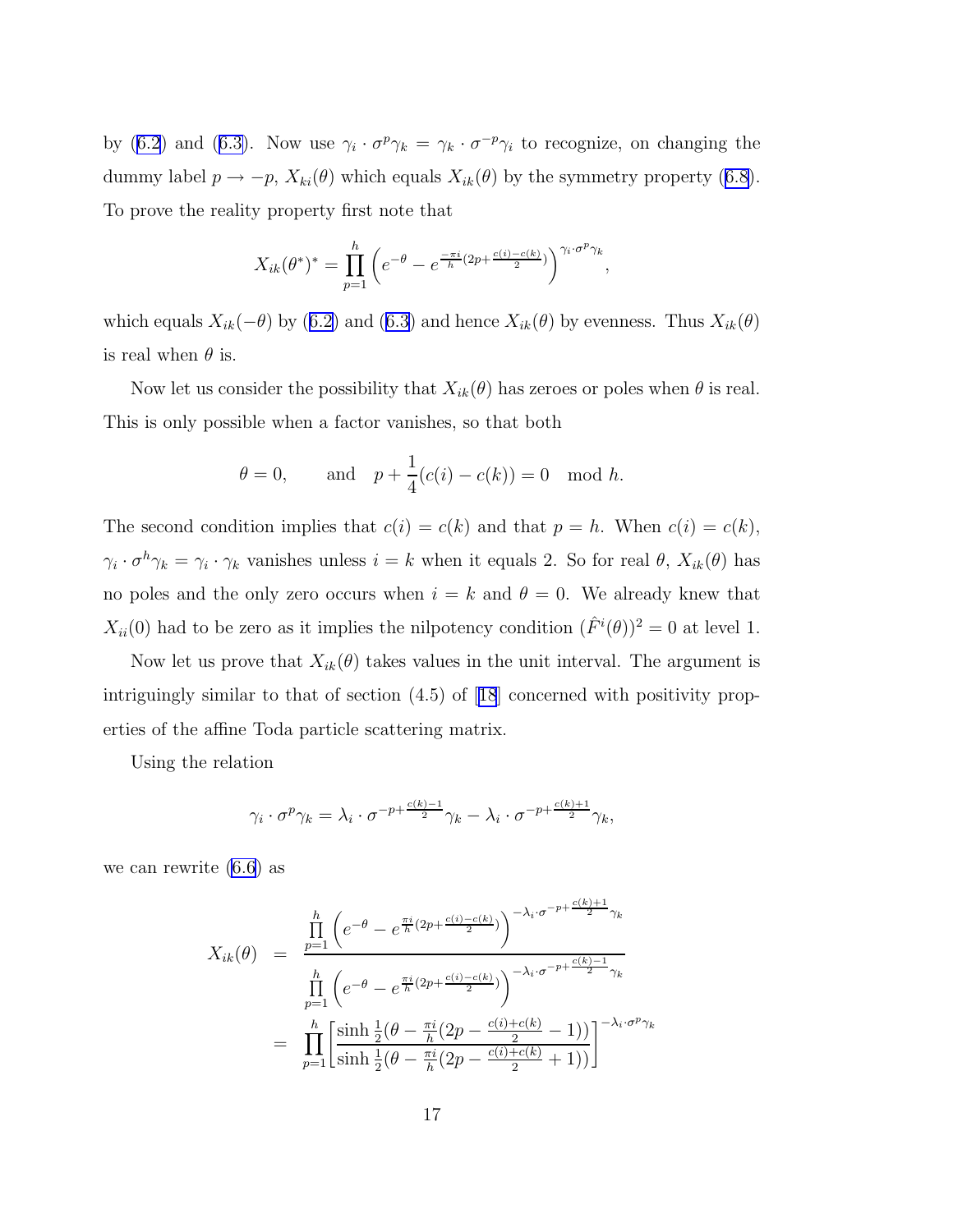by (6.2) and (6.3). Now use $\gamma_i \cdot \sigma^p \gamma_k = \gamma_k \cdot \sigma^{-p}\gamma_i$ to recognize, on changing the dummy label $p \to -p$, $X_{ki}(\theta)$ which equals $X_{ik}(\theta)$ by the symmetry property (6.8). To prove the reality property first note that

$$X_{ik}(\theta^*)^* = \prod_{p=1}^{h} \left( e^{-\theta} - e^{\frac{-\pi i}{h}(2p + \frac{c(i)-c(k)}{2})} \right)^{\gamma_i \cdot \sigma^p \gamma_k},$$

which equals $X_{ik}(-\theta)$ by (6.2) and (6.3) and hence $X_{ik}(\theta)$ by evenness. Thus $X_{ik}(\theta)$ is real when $\theta$ is.

Now let us consider the possibility that $X_{ik}(\theta)$ has zeroes or poles when $\theta$ is real. This is only possible when a factor vanishes, so that both

$$\theta = 0, \qquad \text{and} \quad p + \frac{1}{4}(c(i) - c(k)) = 0 \mod h.$$

The second condition implies that $c(i) = c(k)$ and that $p = h$. When $c(i) = c(k)$, $\gamma_i \cdot \sigma^h \gamma_k = \gamma_i \cdot \gamma_k$ vanishes unless $i = k$ when it equals 2. So for real $\theta$, $X_{ik}(\theta)$ has no poles and the only zero occurs when $i = k$ and $\theta = 0$. We already knew that $X_{ii}(0)$ had to be zero as it implies the nilpotency condition $(\hat{F}^i(\theta))^2 = 0$ at level 1.

Now let us prove that $X_{ik}(\theta)$ takes values in the unit interval. The argument is intriguingly similar to that of section (4.5) of [18] concerned with positivity properties of the affine Toda particle scattering matrix.

Using the relation

$$\gamma_i \cdot \sigma^p \gamma_k = \lambda_i \cdot \sigma^{-p+\frac{c(k)-1}{2}}\gamma_k - \lambda_i \cdot \sigma^{-p+\frac{c(k)+1}{2}}\gamma_k,$$

we can rewrite (6.6) as

$$\begin{aligned}
X_{ik}(\theta) &= \frac{\prod_{p=1}^{h} \left( e^{-\theta} - e^{\frac{\pi i}{h}(2p + \frac{c(i)-c(k)}{2})} \right)^{-\lambda_i \cdot \sigma^{-p+\frac{c(k)+1}{2}}\gamma_k}}{\prod_{p=1}^{h} \left( e^{-\theta} - e^{\frac{\pi i}{h}(2p + \frac{c(i)-c(k)}{2})} \right)^{-\lambda_i \cdot \sigma^{-p+\frac{c(k)-1}{2}}\gamma_k}} \\
&= \prod_{p=1}^{h} \left[ \frac{\sinh \frac{1}{2}(\theta - \frac{\pi i}{h}(2p - \frac{c(i)+c(k)}{2} - 1))}{\sinh \frac{1}{2}(\theta - \frac{\pi i}{h}(2p - \frac{c(i)+c(k)}{2} + 1))} \right]^{-\lambda_i \cdot \sigma^p \gamma_k}
\end{aligned}$$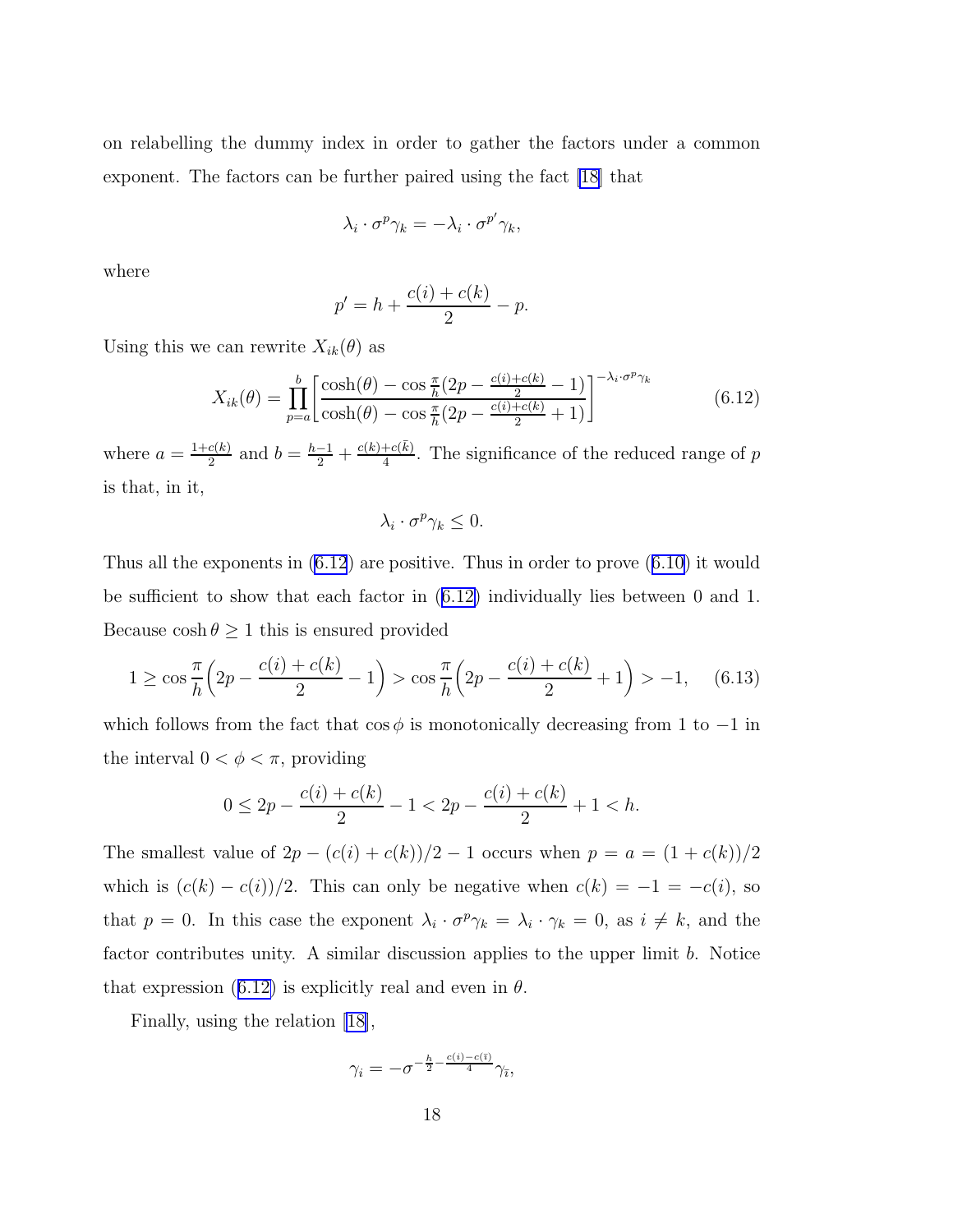on relabelling the dummy index in order to gather the factors under a common exponent. The factors can be further paired using the fact [18] that

$$\lambda_i \cdot \sigma^p \gamma_k = -\lambda_i \cdot \sigma^{p'} \gamma_k,$$

where

$$p' = h + \frac{c(i)+c(k)}{2} - p.$$

Using this we can rewrite $X_{ik}(\theta)$ as

$$X_{ik}(\theta) = \prod_{p=a}^{b} \left[ \frac{\cosh(\theta) - \cos\frac{\pi}{h}(2p - \frac{c(i)+c(k)}{2} - 1)}{\cosh(\theta) - \cos\frac{\pi}{h}(2p - \frac{c(i)+c(k)}{2} + 1)} \right]^{-\lambda_i \cdot \sigma^p \gamma_k} \tag{6.12}$$

where $a = \frac{1+c(k)}{2}$ and $b = \frac{h-1}{2} + \frac{c(k)+c(\bar{k})}{4}$. The significance of the reduced range of $p$ is that, in it,

$$\lambda_i \cdot \sigma^p \gamma_k \leq 0.$$

Thus all the exponents in (6.12) are positive. Thus in order to prove (6.10) it would be sufficient to show that each factor in (6.12) individually lies between 0 and 1. Because $\cosh\theta \geq 1$ this is ensured provided

$$1 \geq \cos\frac{\pi}{h}\left(2p - \frac{c(i)+c(k)}{2} - 1\right) > \cos\frac{\pi}{h}\left(2p - \frac{c(i)+c(k)}{2} + 1\right) > -1, \tag{6.13}$$

which follows from the fact that $\cos\phi$ is monotonically decreasing from 1 to $-1$ in the interval $0 < \phi < \pi$, providing

$$0 \leq 2p - \frac{c(i)+c(k)}{2} - 1 < 2p - \frac{c(i)+c(k)}{2} + 1 < h.$$

The smallest value of $2p - (c(i)+c(k))/2 - 1$ occurs when $p = a = (1+c(k))/2$ which is $(c(k)-c(i))/2$. This can only be negative when $c(k) = -1 = -c(i)$, so that $p = 0$. In this case the exponent $\lambda_i \cdot \sigma^p \gamma_k = \lambda_i \cdot \gamma_k = 0$, as $i \neq k$, and the factor contributes unity. A similar discussion applies to the upper limit $b$. Notice that expression (6.12) is explicitly real and even in $\theta$.

Finally, using the relation [18],

$$\gamma_i = -\sigma^{-\frac{h}{2} - \frac{c(i)-c(\bar{\imath})}{4}} \gamma_{\bar{\imath}},$$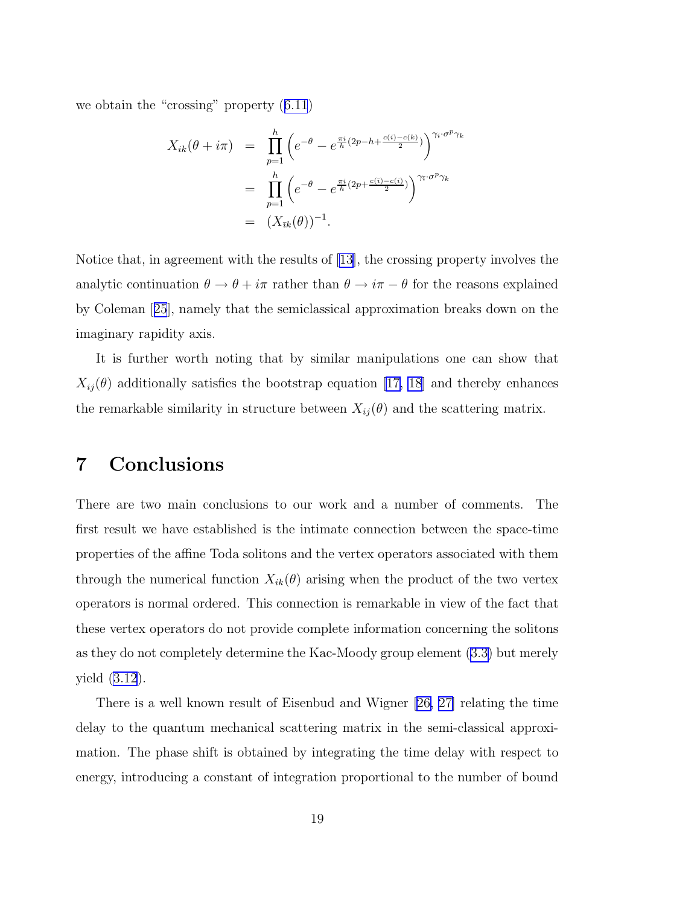we obtain the "crossing" property (6.11)

$$
\begin{aligned}
X_{ik}(\theta + i\pi) &= \prod_{p=1}^{h} \left( e^{-\theta} - e^{\frac{\pi i}{h}(2p - h + \frac{c(i)-c(k)}{2})} \right)^{\gamma_i \cdot \sigma^p \gamma_k} \\
&= \prod_{p=1}^{h} \left( e^{-\theta} - e^{\frac{\pi i}{h}(2p + \frac{c(\bar{\imath})-c(i)}{2})} \right)^{\gamma_{\bar{\imath}} \cdot \sigma^p \gamma_k} \\
&= \left( X_{\bar{\imath}k}(\theta) \right)^{-1}.
\end{aligned}
$$

Notice that, in agreement with the results of [13], the crossing property involves the analytic continuation $\theta \to \theta + i\pi$ rather than $\theta \to i\pi - \theta$ for the reasons explained by Coleman [25], namely that the semiclassical approximation breaks down on the imaginary rapidity axis.

It is further worth noting that by similar manipulations one can show that $X_{ij}(\theta)$ additionally satisfies the bootstrap equation [17, 18] and thereby enhances the remarkable similarity in structure between $X_{ij}(\theta)$ and the scattering matrix.

# 7 Conclusions

There are two main conclusions to our work and a number of comments. The first result we have established is the intimate connection between the space-time properties of the affine Toda solitons and the vertex operators associated with them through the numerical function $X_{ik}(\theta)$ arising when the product of the two vertex operators is normal ordered. This connection is remarkable in view of the fact that these vertex operators do not provide complete information concerning the solitons as they do not completely determine the Kac-Moody group element (3.3) but merely yield (3.12).

There is a well known result of Eisenbud and Wigner [26, 27] relating the time delay to the quantum mechanical scattering matrix in the semi-classical approximation. The phase shift is obtained by integrating the time delay with respect to energy, introducing a constant of integration proportional to the number of bound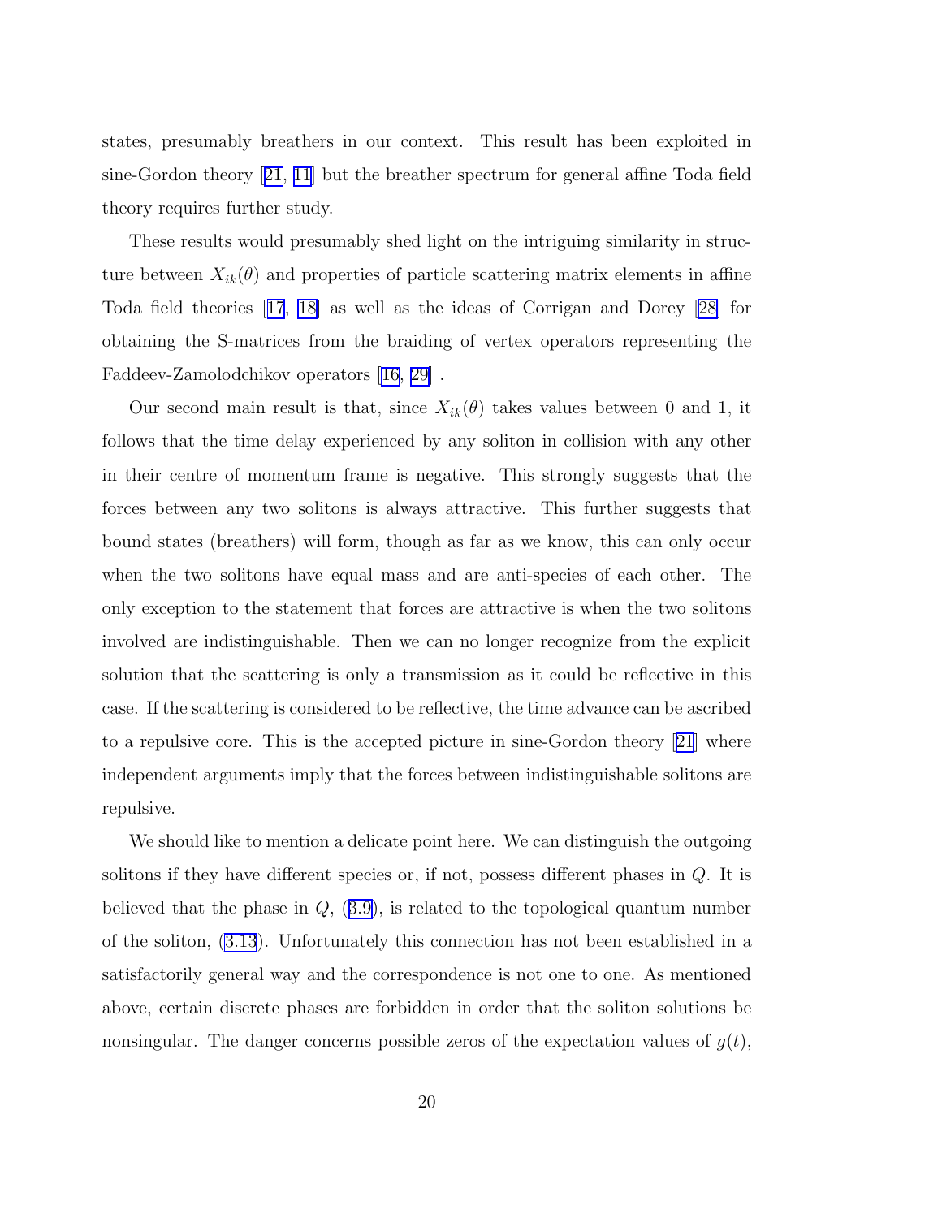states, presumably breathers in our context. This result has been exploited in sine-Gordon theory [21, 11] but the breather spectrum for general affine Toda field theory requires further study.

These results would presumably shed light on the intriguing similarity in structure between $X_{ik}(\theta)$ and properties of particle scattering matrix elements in affine Toda field theories [17, 18] as well as the ideas of Corrigan and Dorey [28] for obtaining the S-matrices from the braiding of vertex operators representing the Faddeev-Zamolodchikov operators [16, 29] .

Our second main result is that, since $X_{ik}(\theta)$ takes values between 0 and 1, it follows that the time delay experienced by any soliton in collision with any other in their centre of momentum frame is negative. This strongly suggests that the forces between any two solitons is always attractive. This further suggests that bound states (breathers) will form, though as far as we know, this can only occur when the two solitons have equal mass and are anti-species of each other. The only exception to the statement that forces are attractive is when the two solitons involved are indistinguishable. Then we can no longer recognize from the explicit solution that the scattering is only a transmission as it could be reflective in this case. If the scattering is considered to be reflective, the time advance can be ascribed to a repulsive core. This is the accepted picture in sine-Gordon theory [21] where independent arguments imply that the forces between indistinguishable solitons are repulsive.

We should like to mention a delicate point here. We can distinguish the outgoing solitons if they have different species or, if not, possess different phases in $Q$. It is believed that the phase in $Q$, (3.9), is related to the topological quantum number of the soliton, (3.13). Unfortunately this connection has not been established in a satisfactorily general way and the correspondence is not one to one. As mentioned above, certain discrete phases are forbidden in order that the soliton solutions be nonsingular. The danger concerns possible zeros of the expectation values of $g(t)$,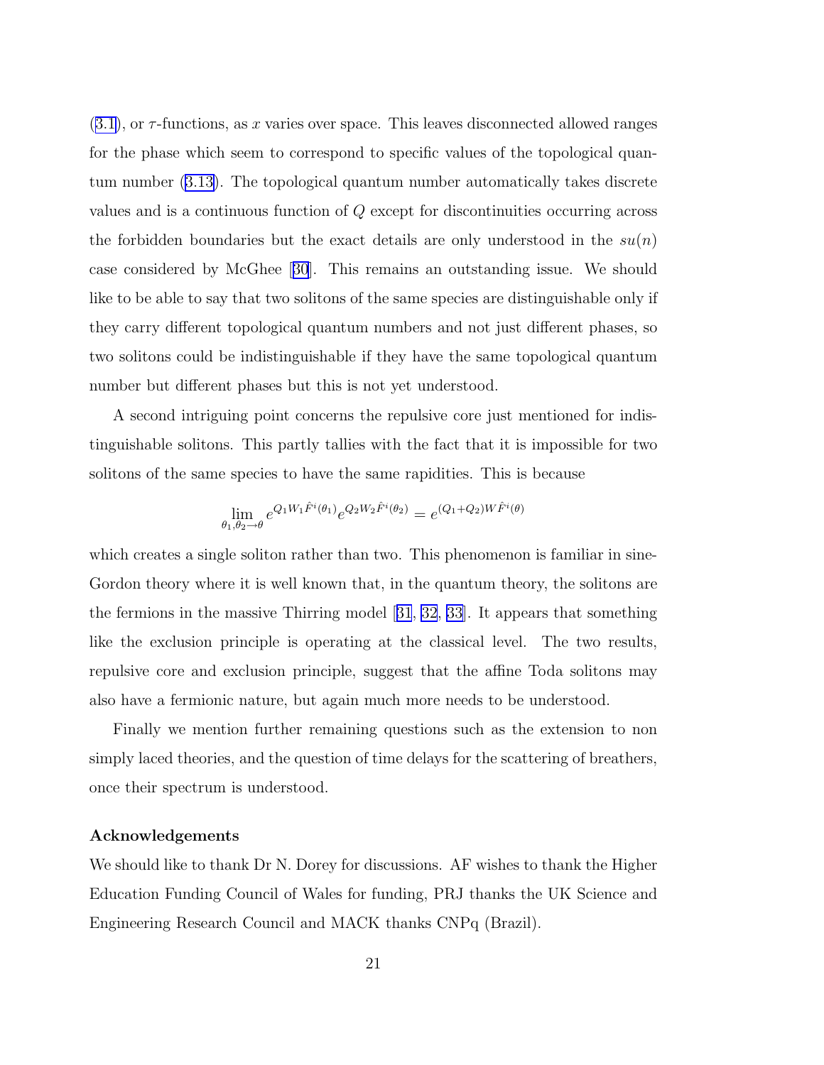(3.1), or $\tau$-functions, as $x$ varies over space. This leaves disconnected allowed ranges for the phase which seem to correspond to specific values of the topological quantum number (3.13). The topological quantum number automatically takes discrete values and is a continuous function of $Q$ except for discontinuities occurring across the forbidden boundaries but the exact details are only understood in the $su(n)$ case considered by McGhee [30]. This remains an outstanding issue. We should like to be able to say that two solitons of the same species are distinguishable only if they carry different topological quantum numbers and not just different phases, so two solitons could be indistinguishable if they have the same topological quantum number but different phases but this is not yet understood.

A second intriguing point concerns the repulsive core just mentioned for indistinguishable solitons. This partly tallies with the fact that it is impossible for two solitons of the same species to have the same rapidities. This is because

$$\lim_{\theta_1,\theta_2\to\theta} e^{Q_1 W_1 \hat{F}^i(\theta_1)} e^{Q_2 W_2 \hat{F}^i(\theta_2)} = e^{(Q_1+Q_2) W \hat{F}^i(\theta)}$$

which creates a single soliton rather than two. This phenomenon is familiar in sine-Gordon theory where it is well known that, in the quantum theory, the solitons are the fermions in the massive Thirring model [31, 32, 33]. It appears that something like the exclusion principle is operating at the classical level. The two results, repulsive core and exclusion principle, suggest that the affine Toda solitons may also have a fermionic nature, but again much more needs to be understood.

Finally we mention further remaining questions such as the extension to non simply laced theories, and the question of time delays for the scattering of breathers, once their spectrum is understood.

**Acknowledgements**

We should like to thank Dr N. Dorey for discussions. AF wishes to thank the Higher Education Funding Council of Wales for funding, PRJ thanks the UK Science and Engineering Research Council and MACK thanks CNPq (Brazil).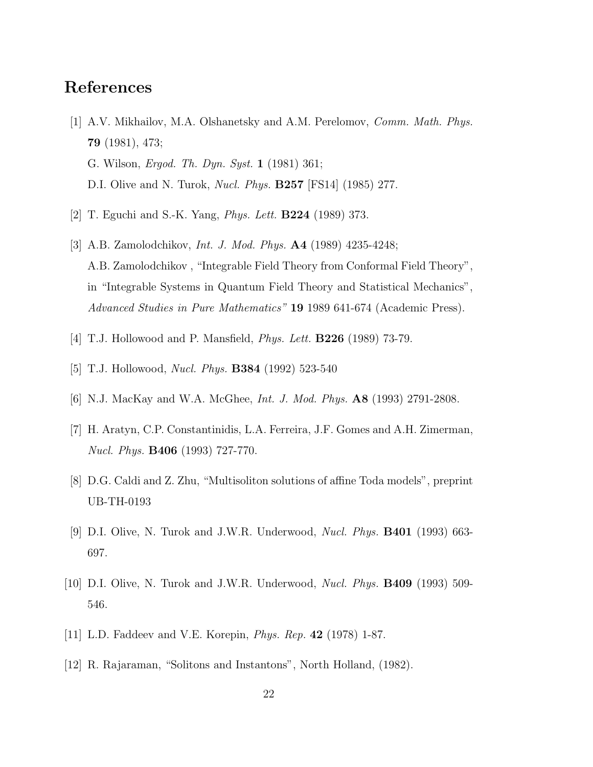# References

[1] A.V. Mikhailov, M.A. Olshanetsky and A.M. Perelomov, *Comm. Math. Phys.* **79** (1981), 473;
G. Wilson, *Ergod. Th. Dyn. Syst.* **1** (1981) 361;
D.I. Olive and N. Turok, *Nucl. Phys.* **B257** [FS14] (1985) 277.

[2] T. Eguchi and S.-K. Yang, *Phys. Lett.* **B224** (1989) 373.

[3] A.B. Zamolodchikov, *Int. J. Mod. Phys.* **A4** (1989) 4235-4248;
A.B. Zamolodchikov , "Integrable Field Theory from Conformal Field Theory", in "Integrable Systems in Quantum Field Theory and Statistical Mechanics", *Advanced Studies in Pure Mathematics"* **19** 1989 641-674 (Academic Press).

[4] T.J. Hollowood and P. Mansfield, *Phys. Lett.* **B226** (1989) 73-79.

[5] T.J. Hollowood, *Nucl. Phys.* **B384** (1992) 523-540

[6] N.J. MacKay and W.A. McGhee, *Int. J. Mod. Phys.* **A8** (1993) 2791-2808.

[7] H. Aratyn, C.P. Constantinidis, L.A. Ferreira, J.F. Gomes and A.H. Zimerman, *Nucl. Phys.* **B406** (1993) 727-770.

[8] D.G. Caldi and Z. Zhu, "Multisoliton solutions of affine Toda models", preprint UB-TH-0193

[9] D.I. Olive, N. Turok and J.W.R. Underwood, *Nucl. Phys.* **B401** (1993) 663-697.

[10] D.I. Olive, N. Turok and J.W.R. Underwood, *Nucl. Phys.* **B409** (1993) 509-546.

[11] L.D. Faddeev and V.E. Korepin, *Phys. Rep.* **42** (1978) 1-87.

[12] R. Rajaraman, "Solitons and Instantons", North Holland, (1982).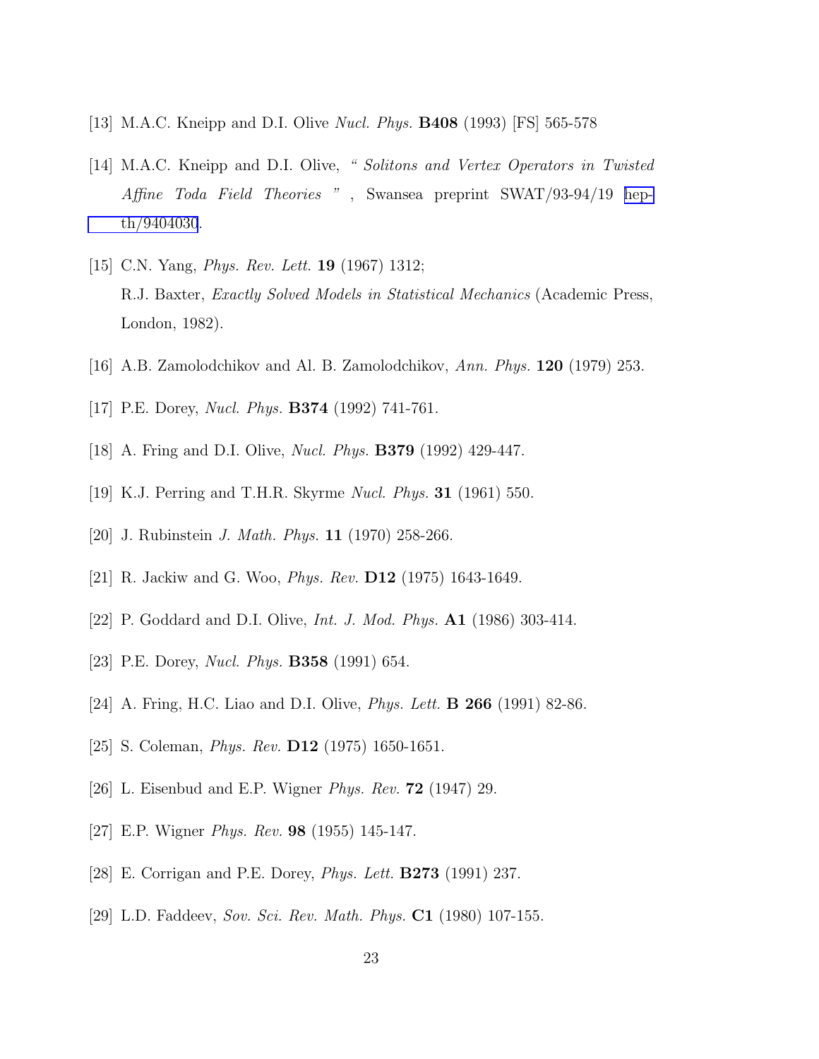[13] M.A.C. Kneipp and D.I. Olive *Nucl. Phys.* **B408** (1993) [FS] 565-578

[14] M.A.C. Kneipp and D.I. Olive, *" Solitons and Vertex Operators in Twisted Affine Toda Field Theories "* , Swansea preprint SWAT/93-94/19 hep-th/9404030.

[15] C.N. Yang, *Phys. Rev. Lett.* **19** (1967) 1312;
R.J. Baxter, *Exactly Solved Models in Statistical Mechanics* (Academic Press, London, 1982).

[16] A.B. Zamolodchikov and Al. B. Zamolodchikov, *Ann. Phys.* **120** (1979) 253.

[17] P.E. Dorey, *Nucl. Phys.* **B374** (1992) 741-761.

[18] A. Fring and D.I. Olive, *Nucl. Phys.* **B379** (1992) 429-447.

[19] K.J. Perring and T.H.R. Skyrme *Nucl. Phys.* **31** (1961) 550.

[20] J. Rubinstein *J. Math. Phys.* **11** (1970) 258-266.

[21] R. Jackiw and G. Woo, *Phys. Rev.* **D12** (1975) 1643-1649.

[22] P. Goddard and D.I. Olive, *Int. J. Mod. Phys.* **A1** (1986) 303-414.

[23] P.E. Dorey, *Nucl. Phys.* **B358** (1991) 654.

[24] A. Fring, H.C. Liao and D.I. Olive, *Phys. Lett.* **B 266** (1991) 82-86.

[25] S. Coleman, *Phys. Rev.* **D12** (1975) 1650-1651.

[26] L. Eisenbud and E.P. Wigner *Phys. Rev.* **72** (1947) 29.

[27] E.P. Wigner *Phys. Rev.* **98** (1955) 145-147.

[28] E. Corrigan and P.E. Dorey, *Phys. Lett.* **B273** (1991) 237.

[29] L.D. Faddeev, *Sov. Sci. Rev. Math. Phys.* **C1** (1980) 107-155.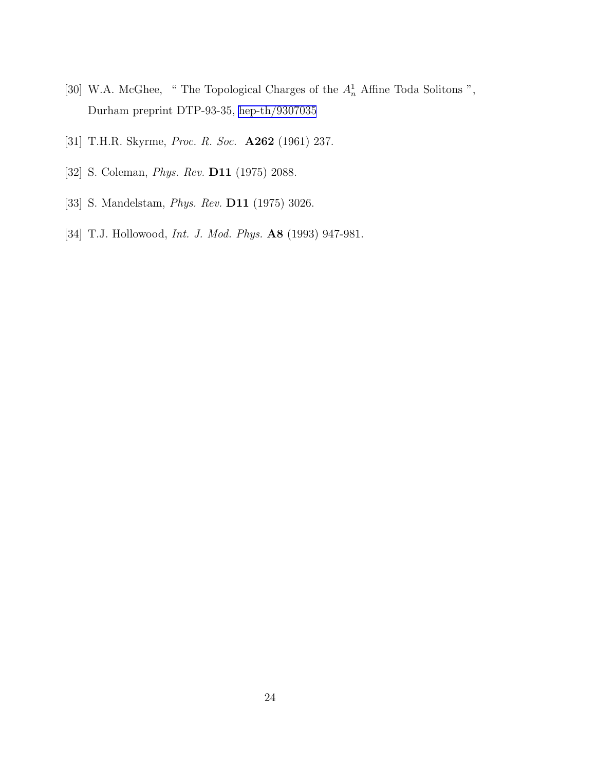[30] W.A. McGhee, " The Topological Charges of the $A_n^1$ Affine Toda Solitons ", Durham preprint DTP-93-35, hep-th/9307035

[31] T.H.R. Skyrme, *Proc. R. Soc.* **A262** (1961) 237.

[32] S. Coleman, *Phys. Rev.* **D11** (1975) 2088.

[33] S. Mandelstam, *Phys. Rev.* **D11** (1975) 3026.

[34] T.J. Hollowood, *Int. J. Mod. Phys.* **A8** (1993) 947-981.